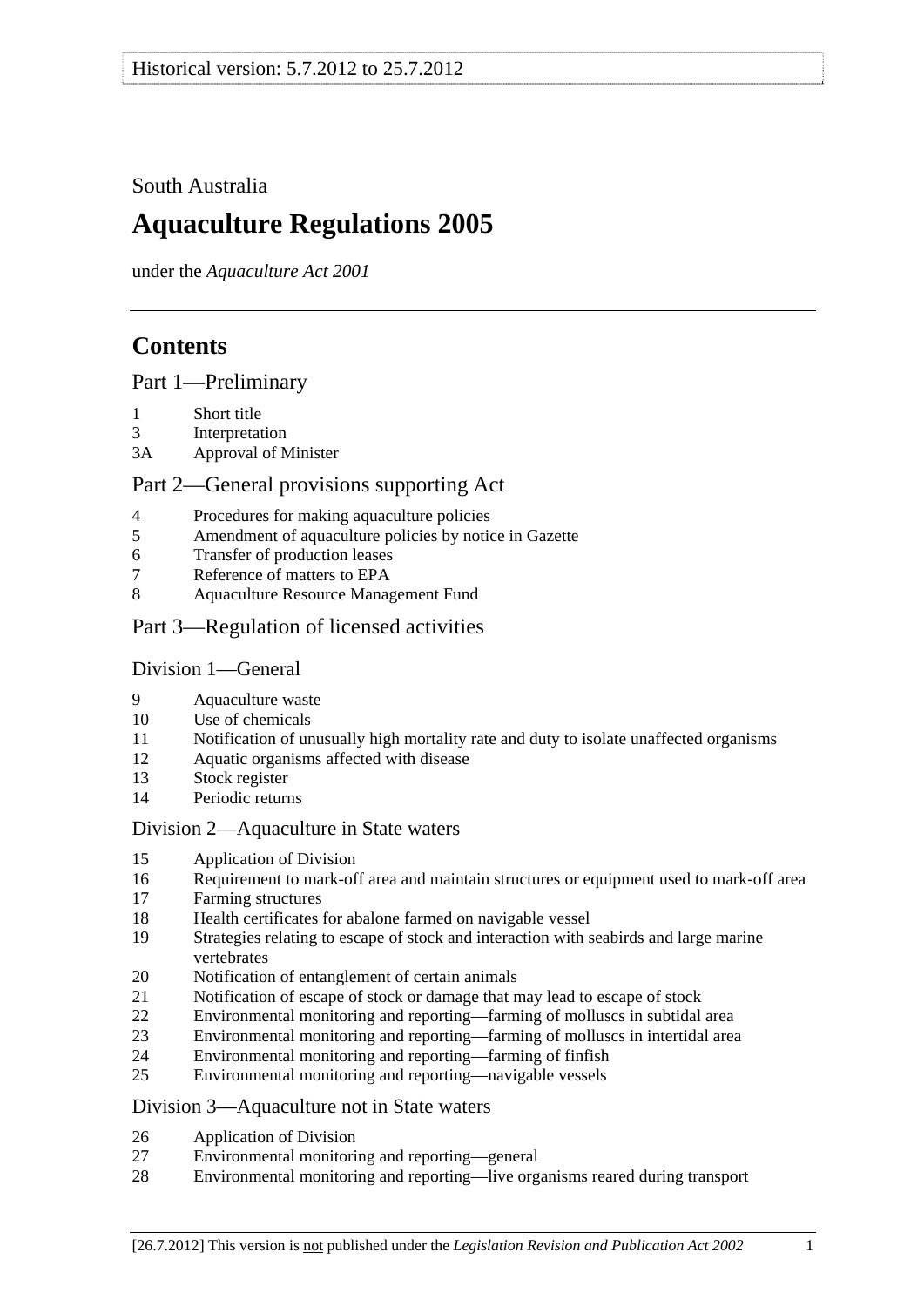South Australia

# Aquaculture Regulations 2005

under the *Aquaculture Act 2001*

## Contents

### Part 1—Preliminary

1 Short title
3 Interpretation
3A Approval of Minister

### Part 2—General provisions supporting Act

4 Procedures for making aquaculture policies
5 Amendment of aquaculture policies by notice in Gazette
6 Transfer of production leases
7 Reference of matters to EPA
8 Aquaculture Resource Management Fund

### Part 3—Regulation of licensed activities

#### Division 1—General

9 Aquaculture waste
10 Use of chemicals
11 Notification of unusually high mortality rate and duty to isolate unaffected organisms
12 Aquatic organisms affected with disease
13 Stock register
14 Periodic returns

#### Division 2—Aquaculture in State waters

15 Application of Division
16 Requirement to mark-off area and maintain structures or equipment used to mark-off area
17 Farming structures
18 Health certificates for abalone farmed on navigable vessel
19 Strategies relating to escape of stock and interaction with seabirds and large marine vertebrates
20 Notification of entanglement of certain animals
21 Notification of escape of stock or damage that may lead to escape of stock
22 Environmental monitoring and reporting—farming of molluscs in subtidal area
23 Environmental monitoring and reporting—farming of molluscs in intertidal area
24 Environmental monitoring and reporting—farming of finfish
25 Environmental monitoring and reporting—navigable vessels

#### Division 3—Aquaculture not in State waters

26 Application of Division
27 Environmental monitoring and reporting—general
28 Environmental monitoring and reporting—live organisms reared during transport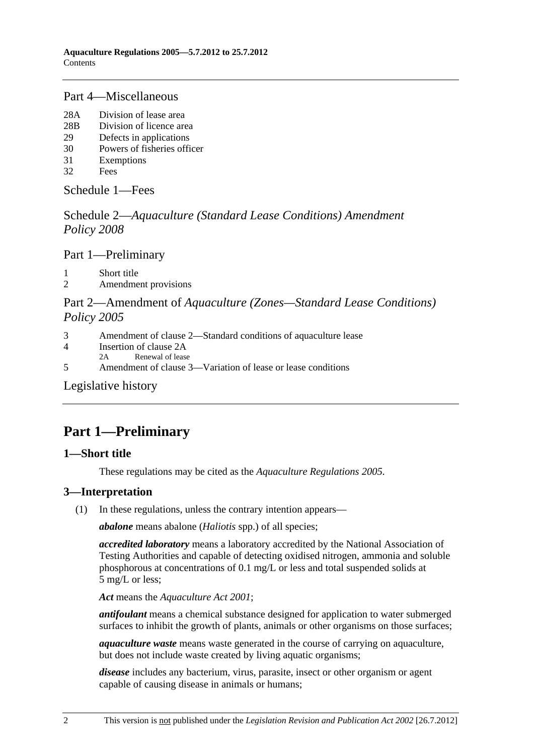Part 4—Miscellaneous

28A Division of lease area
28B Division of licence area
29 Defects in applications
30 Powers of fisheries officer
31 Exemptions
32 Fees

Schedule 1—Fees

Schedule 2—*Aquaculture (Standard Lease Conditions) Amendment Policy 2008*

Part 1—Preliminary

1 Short title
2 Amendment provisions

Part 2—Amendment of *Aquaculture (Zones—Standard Lease Conditions) Policy 2005*

3 Amendment of clause 2—Standard conditions of aquaculture lease
4 Insertion of clause 2A
  2A Renewal of lease
5 Amendment of clause 3—Variation of lease or lease conditions

Legislative history

# Part 1—Preliminary

## 1—Short title

These regulations may be cited as the *Aquaculture Regulations 2005*.

## 3—Interpretation

(1) In these regulations, unless the contrary intention appears—

***abalone*** means abalone (*Haliotis* spp.) of all species;

***accredited laboratory*** means a laboratory accredited by the National Association of Testing Authorities and capable of detecting oxidised nitrogen, ammonia and soluble phosphorous at concentrations of 0.1 mg/L or less and total suspended solids at 5 mg/L or less;

***Act*** means the *Aquaculture Act 2001*;

***antifoulant*** means a chemical substance designed for application to water submerged surfaces to inhibit the growth of plants, animals or other organisms on those surfaces;

***aquaculture waste*** means waste generated in the course of carrying on aquaculture, but does not include waste created by living aquatic organisms;

***disease*** includes any bacterium, virus, parasite, insect or other organism or agent capable of causing disease in animals or humans;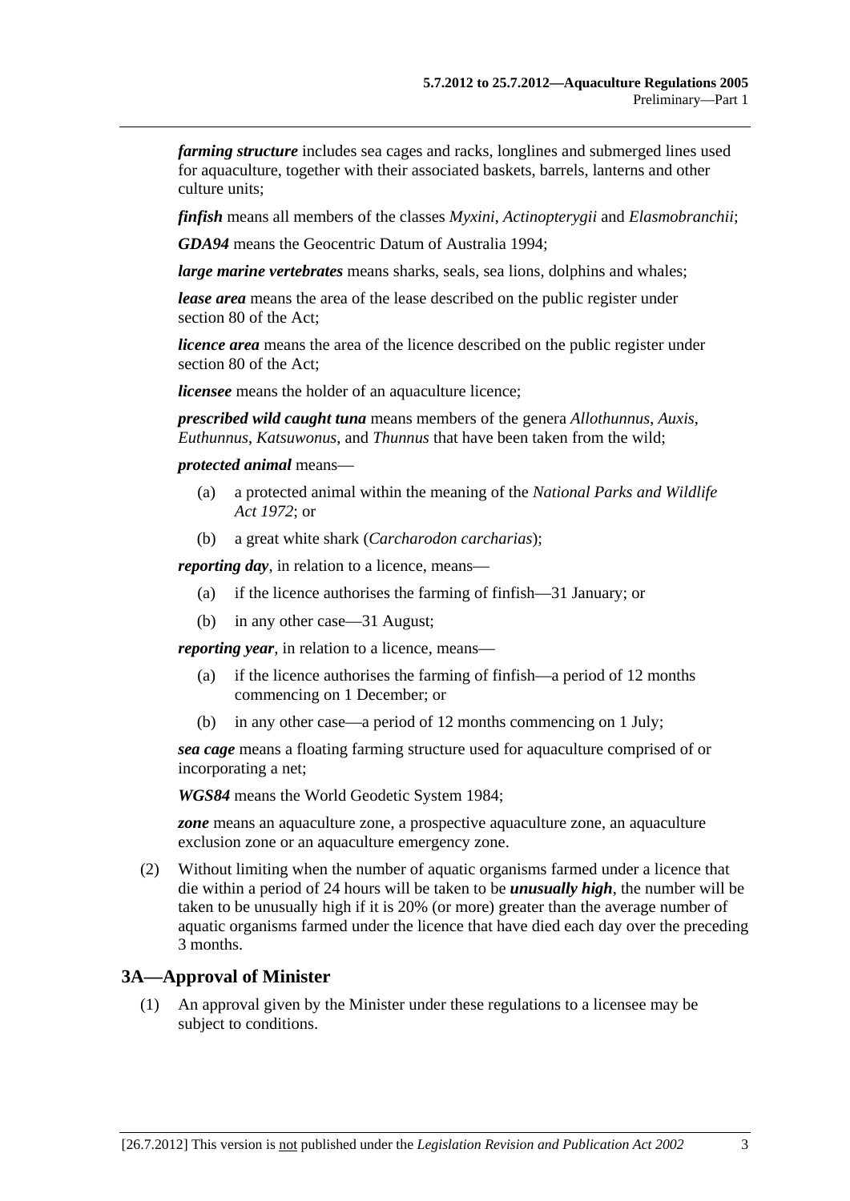***farming structure*** includes sea cages and racks, longlines and submerged lines used for aquaculture, together with their associated baskets, barrels, lanterns and other culture units;

***finfish*** means all members of the classes *Myxini*, *Actinopterygii* and *Elasmobranchii*;

***GDA94*** means the Geocentric Datum of Australia 1994;

***large marine vertebrates*** means sharks, seals, sea lions, dolphins and whales;

***lease area*** means the area of the lease described on the public register under section 80 of the Act;

***licence area*** means the area of the licence described on the public register under section 80 of the Act;

***licensee*** means the holder of an aquaculture licence;

***prescribed wild caught tuna*** means members of the genera *Allothunnus*, *Auxis*, *Euthunnus*, *Katsuwonus*, and *Thunnus* that have been taken from the wild;

***protected animal*** means—

(a) a protected animal within the meaning of the *National Parks and Wildlife Act 1972*; or

(b) a great white shark (*Carcharodon carcharias*);

***reporting day***, in relation to a licence, means—

(a) if the licence authorises the farming of finfish—31 January; or

(b) in any other case—31 August;

***reporting year***, in relation to a licence, means—

(a) if the licence authorises the farming of finfish—a period of 12 months commencing on 1 December; or

(b) in any other case—a period of 12 months commencing on 1 July;

***sea cage*** means a floating farming structure used for aquaculture comprised of or incorporating a net;

***WGS84*** means the World Geodetic System 1984;

***zone*** means an aquaculture zone, a prospective aquaculture zone, an aquaculture exclusion zone or an aquaculture emergency zone.

(2) Without limiting when the number of aquatic organisms farmed under a licence that die within a period of 24 hours will be taken to be ***unusually high***, the number will be taken to be unusually high if it is 20% (or more) greater than the average number of aquatic organisms farmed under the licence that have died each day over the preceding 3 months.

## 3A—Approval of Minister

(1) An approval given by the Minister under these regulations to a licensee may be subject to conditions.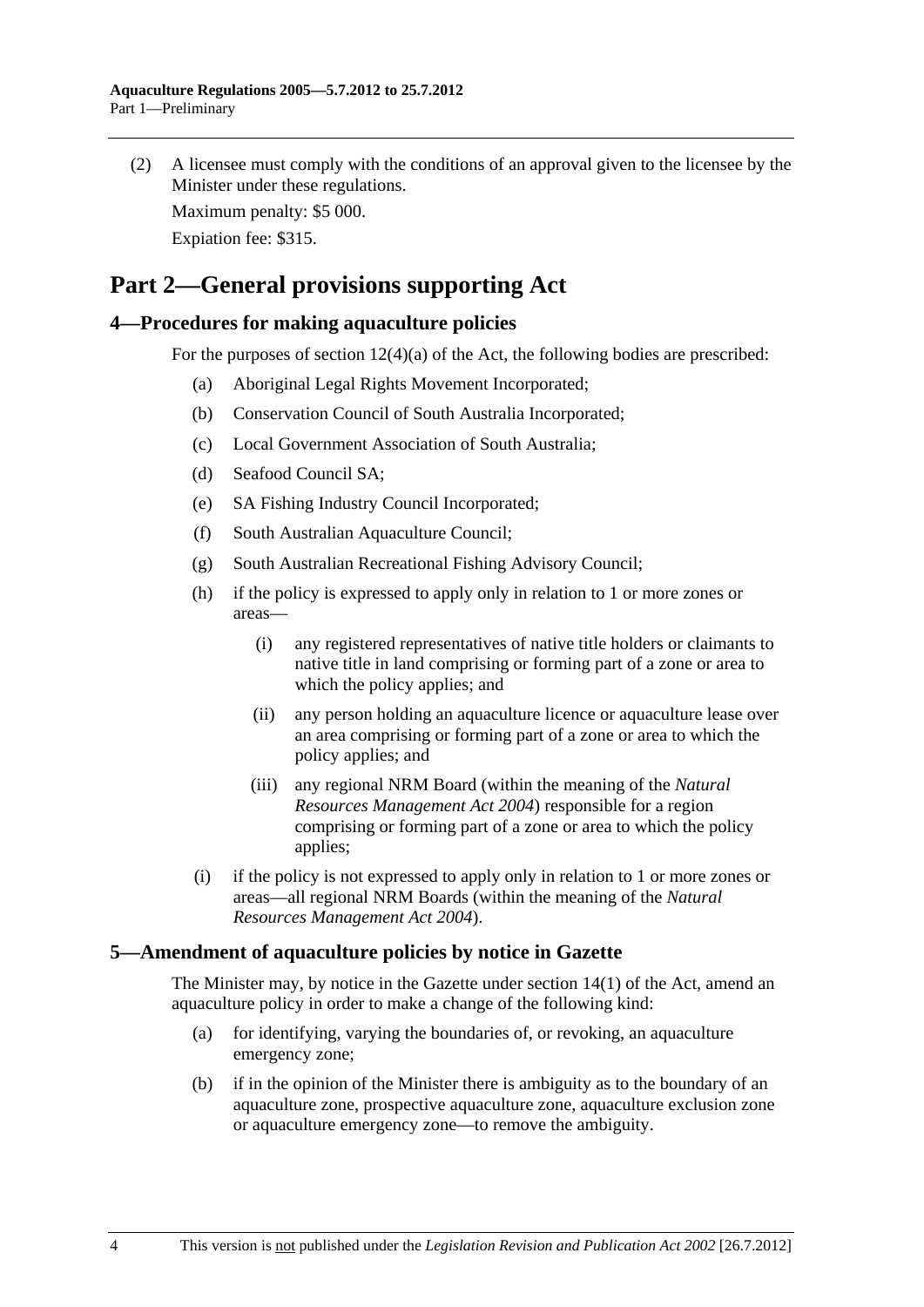(2) A licensee must comply with the conditions of an approval given to the licensee by the Minister under these regulations.

Maximum penalty: $5 000.

Expiation fee: $315.

# Part 2—General provisions supporting Act

## 4—Procedures for making aquaculture policies

For the purposes of section 12(4)(a) of the Act, the following bodies are prescribed:

(a) Aboriginal Legal Rights Movement Incorporated;

(b) Conservation Council of South Australia Incorporated;

(c) Local Government Association of South Australia;

(d) Seafood Council SA;

(e) SA Fishing Industry Council Incorporated;

(f) South Australian Aquaculture Council;

(g) South Australian Recreational Fishing Advisory Council;

(h) if the policy is expressed to apply only in relation to 1 or more zones or areas—

(i) any registered representatives of native title holders or claimants to native title in land comprising or forming part of a zone or area to which the policy applies; and

(ii) any person holding an aquaculture licence or aquaculture lease over an area comprising or forming part of a zone or area to which the policy applies; and

(iii) any regional NRM Board (within the meaning of the *Natural Resources Management Act 2004*) responsible for a region comprising or forming part of a zone or area to which the policy applies;

(i) if the policy is not expressed to apply only in relation to 1 or more zones or areas—all regional NRM Boards (within the meaning of the *Natural Resources Management Act 2004*).

## 5—Amendment of aquaculture policies by notice in Gazette

The Minister may, by notice in the Gazette under section 14(1) of the Act, amend an aquaculture policy in order to make a change of the following kind:

(a) for identifying, varying the boundaries of, or revoking, an aquaculture emergency zone;

(b) if in the opinion of the Minister there is ambiguity as to the boundary of an aquaculture zone, prospective aquaculture zone, aquaculture exclusion zone or aquaculture emergency zone—to remove the ambiguity.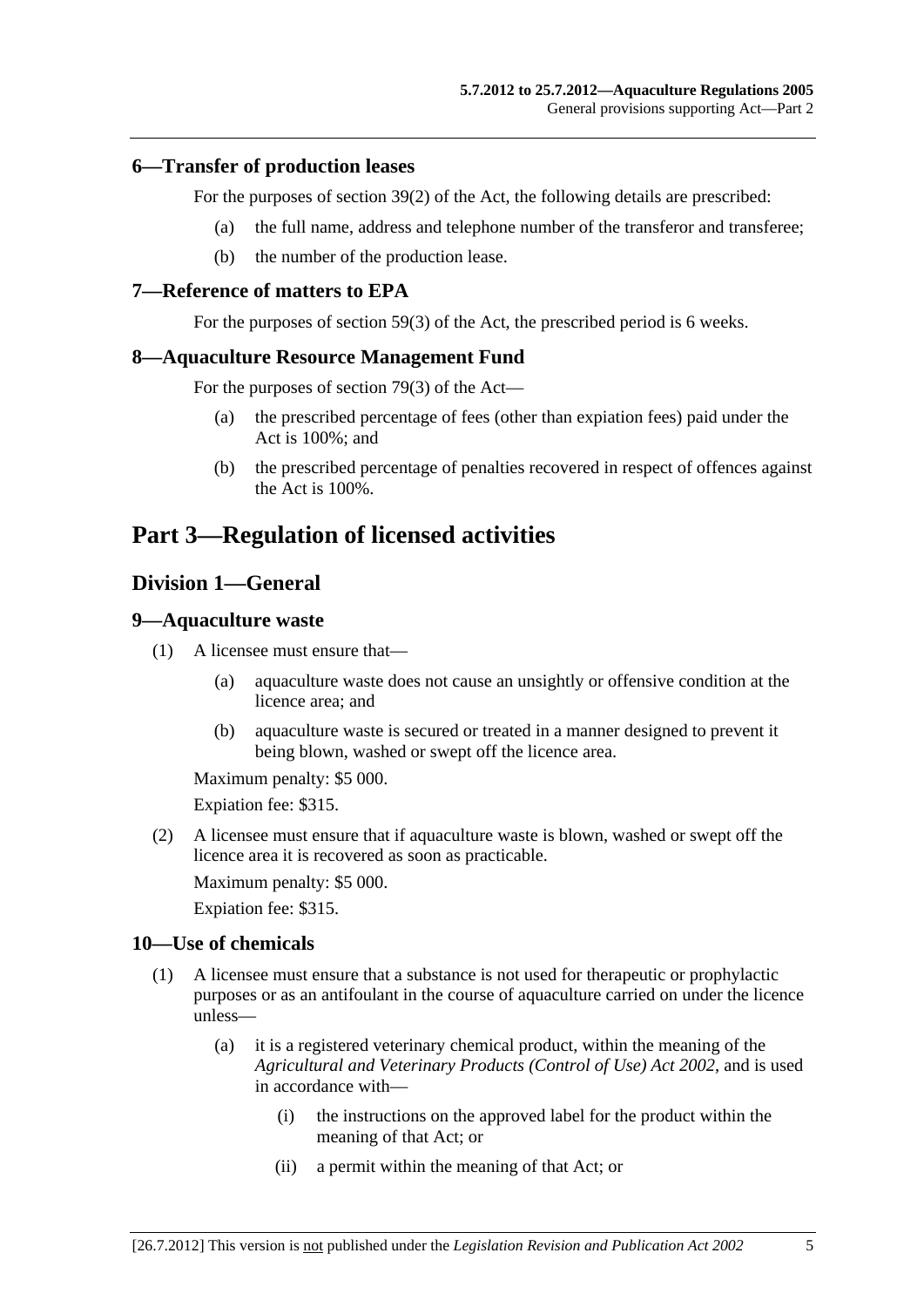### 6—Transfer of production leases

For the purposes of section 39(2) of the Act, the following details are prescribed:

(a) the full name, address and telephone number of the transferor and transferee;

(b) the number of the production lease.

### 7—Reference of matters to EPA

For the purposes of section 59(3) of the Act, the prescribed period is 6 weeks.

### 8—Aquaculture Resource Management Fund

For the purposes of section 79(3) of the Act—

(a) the prescribed percentage of fees (other than expiation fees) paid under the Act is 100%; and

(b) the prescribed percentage of penalties recovered in respect of offences against the Act is 100%.

# Part 3—Regulation of licensed activities

## Division 1—General

### 9—Aquaculture waste

(1) A licensee must ensure that—

(a) aquaculture waste does not cause an unsightly or offensive condition at the licence area; and

(b) aquaculture waste is secured or treated in a manner designed to prevent it being blown, washed or swept off the licence area.

Maximum penalty: $5 000.

Expiation fee: $315.

(2) A licensee must ensure that if aquaculture waste is blown, washed or swept off the licence area it is recovered as soon as practicable.

Maximum penalty: $5 000.

Expiation fee: $315.

### 10—Use of chemicals

(1) A licensee must ensure that a substance is not used for therapeutic or prophylactic purposes or as an antifoulant in the course of aquaculture carried on under the licence unless—

(a) it is a registered veterinary chemical product, within the meaning of the *Agricultural and Veterinary Products (Control of Use) Act 2002*, and is used in accordance with—

(i) the instructions on the approved label for the product within the meaning of that Act; or

(ii) a permit within the meaning of that Act; or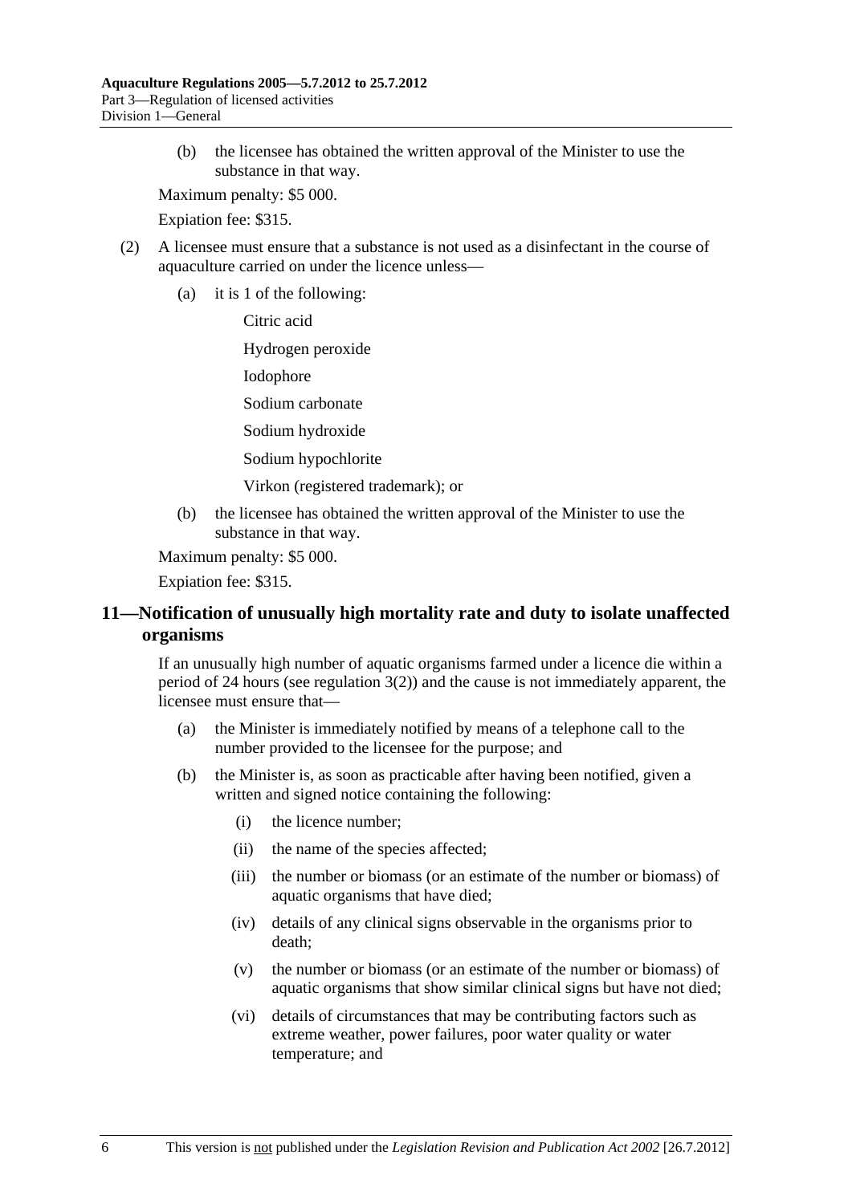(b) the licensee has obtained the written approval of the Minister to use the substance in that way.

Maximum penalty: $5 000.

Expiation fee: $315.

(2) A licensee must ensure that a substance is not used as a disinfectant in the course of aquaculture carried on under the licence unless—

(a) it is 1 of the following:

Citric acid

Hydrogen peroxide

Iodophore

Sodium carbonate

Sodium hydroxide

Sodium hypochlorite

Virkon (registered trademark); or

(b) the licensee has obtained the written approval of the Minister to use the substance in that way.

Maximum penalty: $5 000.

Expiation fee: $315.

## 11—Notification of unusually high mortality rate and duty to isolate unaffected organisms

If an unusually high number of aquatic organisms farmed under a licence die within a period of 24 hours (see regulation 3(2)) and the cause is not immediately apparent, the licensee must ensure that—

(a) the Minister is immediately notified by means of a telephone call to the number provided to the licensee for the purpose; and

(b) the Minister is, as soon as practicable after having been notified, given a written and signed notice containing the following:

(i) the licence number;

(ii) the name of the species affected;

(iii) the number or biomass (or an estimate of the number or biomass) of aquatic organisms that have died;

(iv) details of any clinical signs observable in the organisms prior to death;

(v) the number or biomass (or an estimate of the number or biomass) of aquatic organisms that show similar clinical signs but have not died;

(vi) details of circumstances that may be contributing factors such as extreme weather, power failures, poor water quality or water temperature; and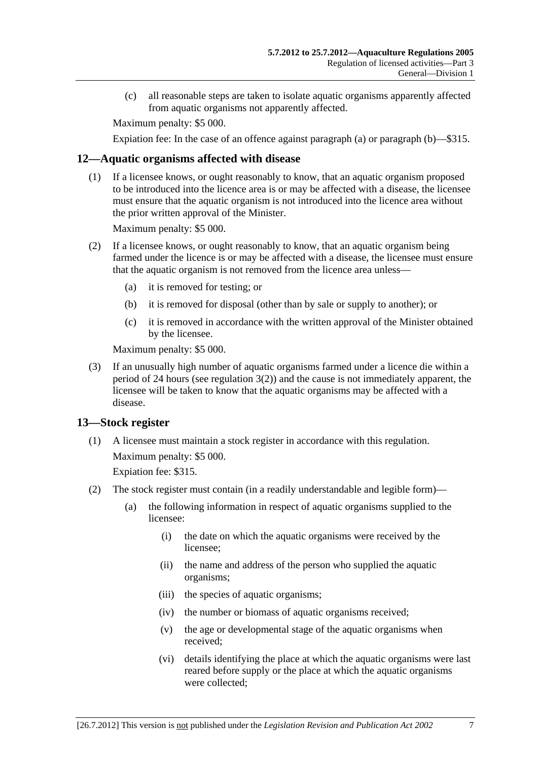(c) all reasonable steps are taken to isolate aquatic organisms apparently affected from aquatic organisms not apparently affected.

Maximum penalty: $5 000.

Expiation fee: In the case of an offence against paragraph (a) or paragraph (b)—$315.

## 12—Aquatic organisms affected with disease

(1) If a licensee knows, or ought reasonably to know, that an aquatic organism proposed to be introduced into the licence area is or may be affected with a disease, the licensee must ensure that the aquatic organism is not introduced into the licence area without the prior written approval of the Minister.

Maximum penalty: $5 000.

(2) If a licensee knows, or ought reasonably to know, that an aquatic organism being farmed under the licence is or may be affected with a disease, the licensee must ensure that the aquatic organism is not removed from the licence area unless—

(a) it is removed for testing; or

(b) it is removed for disposal (other than by sale or supply to another); or

(c) it is removed in accordance with the written approval of the Minister obtained by the licensee.

Maximum penalty: $5 000.

(3) If an unusually high number of aquatic organisms farmed under a licence die within a period of 24 hours (see regulation 3(2)) and the cause is not immediately apparent, the licensee will be taken to know that the aquatic organisms may be affected with a disease.

## 13—Stock register

(1) A licensee must maintain a stock register in accordance with this regulation.

Maximum penalty: $5 000.

Expiation fee: $315.

(2) The stock register must contain (in a readily understandable and legible form)—

(a) the following information in respect of aquatic organisms supplied to the licensee:

(i) the date on which the aquatic organisms were received by the licensee;

(ii) the name and address of the person who supplied the aquatic organisms;

(iii) the species of aquatic organisms;

(iv) the number or biomass of aquatic organisms received;

(v) the age or developmental stage of the aquatic organisms when received;

(vi) details identifying the place at which the aquatic organisms were last reared before supply or the place at which the aquatic organisms were collected;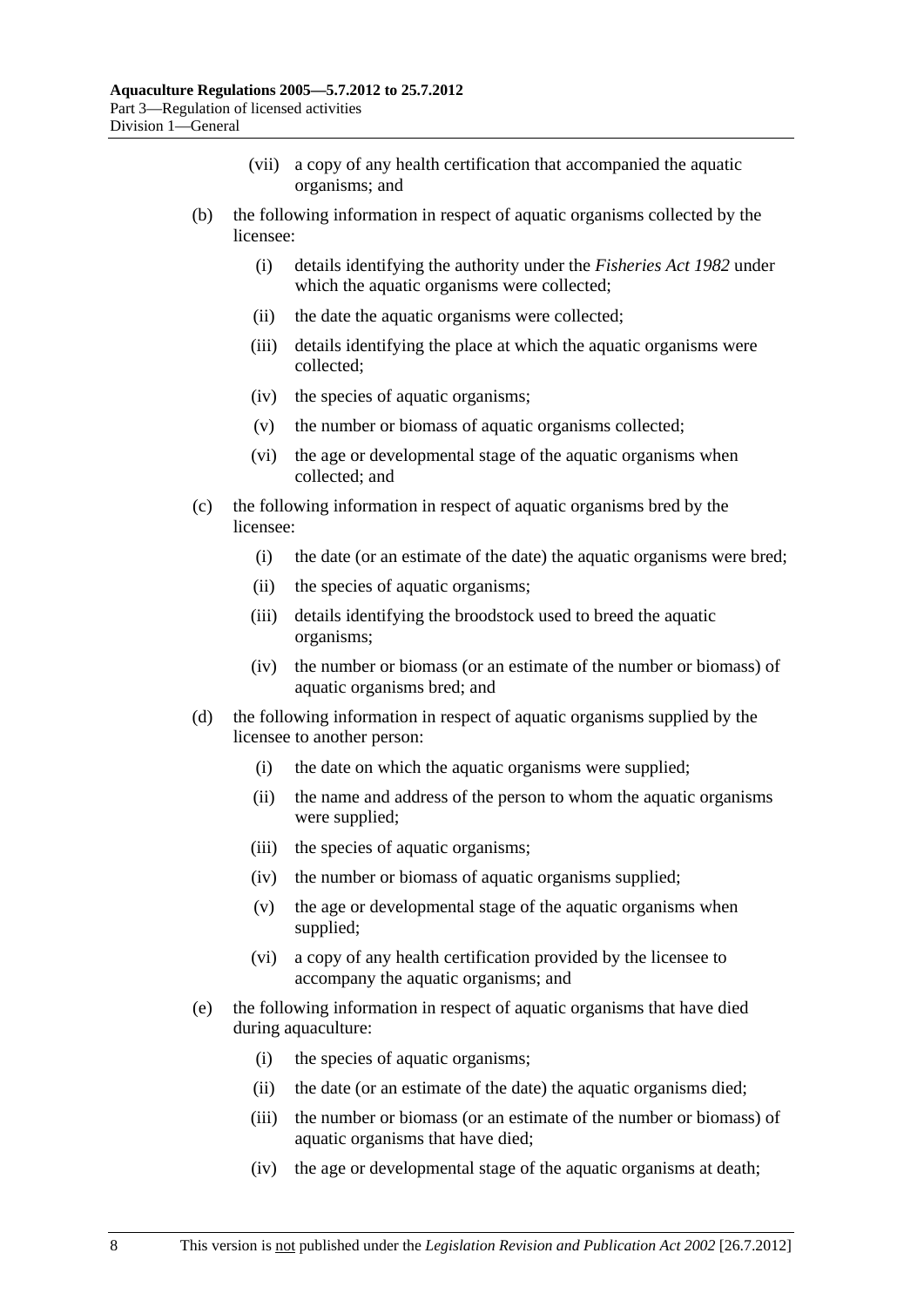(vii) a copy of any health certification that accompanied the aquatic organisms; and

(b) the following information in respect of aquatic organisms collected by the licensee:

(i) details identifying the authority under the *Fisheries Act 1982* under which the aquatic organisms were collected;

(ii) the date the aquatic organisms were collected;

(iii) details identifying the place at which the aquatic organisms were collected;

(iv) the species of aquatic organisms;

(v) the number or biomass of aquatic organisms collected;

(vi) the age or developmental stage of the aquatic organisms when collected; and

(c) the following information in respect of aquatic organisms bred by the licensee:

(i) the date (or an estimate of the date) the aquatic organisms were bred;

(ii) the species of aquatic organisms;

(iii) details identifying the broodstock used to breed the aquatic organisms;

(iv) the number or biomass (or an estimate of the number or biomass) of aquatic organisms bred; and

(d) the following information in respect of aquatic organisms supplied by the licensee to another person:

(i) the date on which the aquatic organisms were supplied;

(ii) the name and address of the person to whom the aquatic organisms were supplied;

(iii) the species of aquatic organisms;

(iv) the number or biomass of aquatic organisms supplied;

(v) the age or developmental stage of the aquatic organisms when supplied;

(vi) a copy of any health certification provided by the licensee to accompany the aquatic organisms; and

(e) the following information in respect of aquatic organisms that have died during aquaculture:

(i) the species of aquatic organisms;

(ii) the date (or an estimate of the date) the aquatic organisms died;

(iii) the number or biomass (or an estimate of the number or biomass) of aquatic organisms that have died;

(iv) the age or developmental stage of the aquatic organisms at death;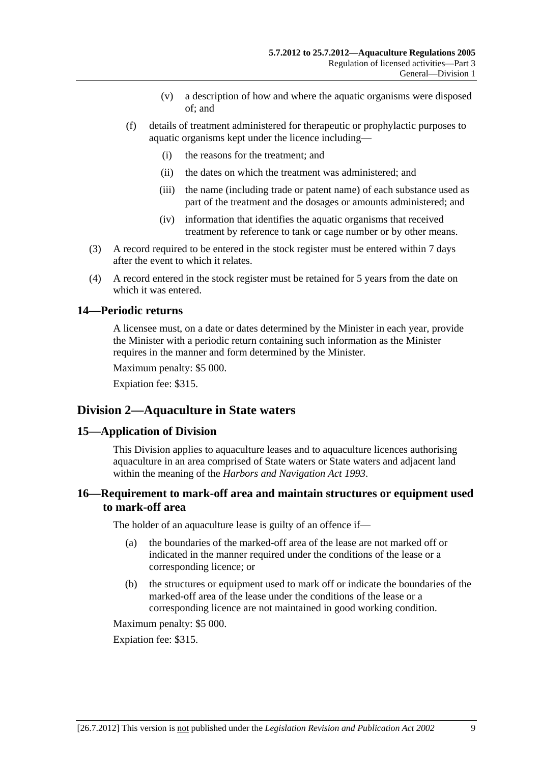(v) a description of how and where the aquatic organisms were disposed of; and

(f) details of treatment administered for therapeutic or prophylactic purposes to aquatic organisms kept under the licence including—

(i) the reasons for the treatment; and

(ii) the dates on which the treatment was administered; and

(iii) the name (including trade or patent name) of each substance used as part of the treatment and the dosages or amounts administered; and

(iv) information that identifies the aquatic organisms that received treatment by reference to tank or cage number or by other means.

(3) A record required to be entered in the stock register must be entered within 7 days after the event to which it relates.

(4) A record entered in the stock register must be retained for 5 years from the date on which it was entered.

### 14—Periodic returns

A licensee must, on a date or dates determined by the Minister in each year, provide the Minister with a periodic return containing such information as the Minister requires in the manner and form determined by the Minister.

Maximum penalty: $5 000.

Expiation fee: $315.

## Division 2—Aquaculture in State waters

### 15—Application of Division

This Division applies to aquaculture leases and to aquaculture licences authorising aquaculture in an area comprised of State waters or State waters and adjacent land within the meaning of the *Harbors and Navigation Act 1993*.

### 16—Requirement to mark-off area and maintain structures or equipment used to mark-off area

The holder of an aquaculture lease is guilty of an offence if—

(a) the boundaries of the marked-off area of the lease are not marked off or indicated in the manner required under the conditions of the lease or a corresponding licence; or

(b) the structures or equipment used to mark off or indicate the boundaries of the marked-off area of the lease under the conditions of the lease or a corresponding licence are not maintained in good working condition.

Maximum penalty: $5 000.

Expiation fee: $315.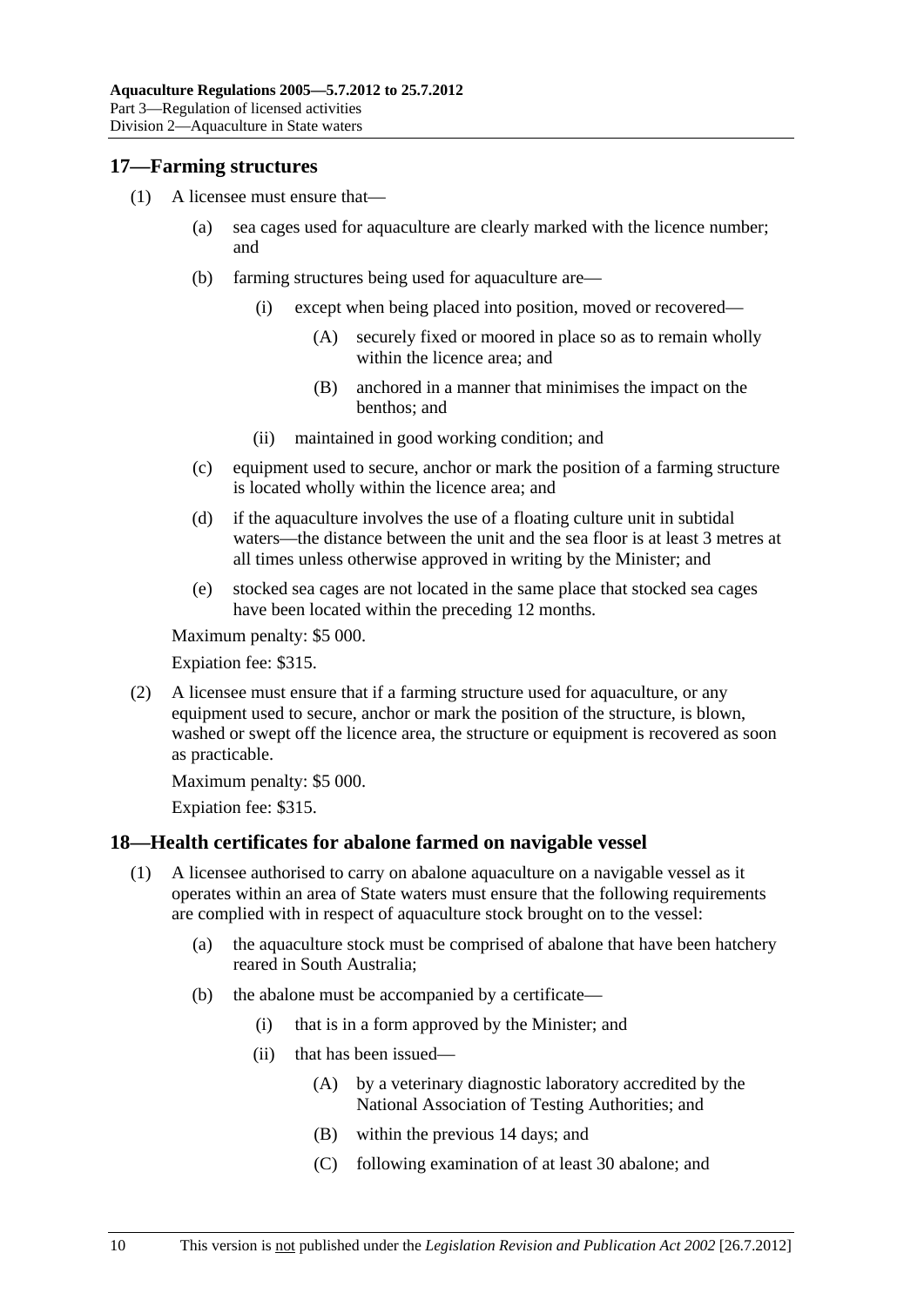## 17—Farming structures

(1) A licensee must ensure that—

(a) sea cages used for aquaculture are clearly marked with the licence number; and

(b) farming structures being used for aquaculture are—

(i) except when being placed into position, moved or recovered—

(A) securely fixed or moored in place so as to remain wholly within the licence area; and

(B) anchored in a manner that minimises the impact on the benthos; and

(ii) maintained in good working condition; and

(c) equipment used to secure, anchor or mark the position of a farming structure is located wholly within the licence area; and

(d) if the aquaculture involves the use of a floating culture unit in subtidal waters—the distance between the unit and the sea floor is at least 3 metres at all times unless otherwise approved in writing by the Minister; and

(e) stocked sea cages are not located in the same place that stocked sea cages have been located within the preceding 12 months.

Maximum penalty: $5 000.

Expiation fee: $315.

(2) A licensee must ensure that if a farming structure used for aquaculture, or any equipment used to secure, anchor or mark the position of the structure, is blown, washed or swept off the licence area, the structure or equipment is recovered as soon as practicable.

Maximum penalty: $5 000.

Expiation fee: $315.

## 18—Health certificates for abalone farmed on navigable vessel

(1) A licensee authorised to carry on abalone aquaculture on a navigable vessel as it operates within an area of State waters must ensure that the following requirements are complied with in respect of aquaculture stock brought on to the vessel:

(a) the aquaculture stock must be comprised of abalone that have been hatchery reared in South Australia;

(b) the abalone must be accompanied by a certificate—

(i) that is in a form approved by the Minister; and

(ii) that has been issued—

(A) by a veterinary diagnostic laboratory accredited by the National Association of Testing Authorities; and

(B) within the previous 14 days; and

(C) following examination of at least 30 abalone; and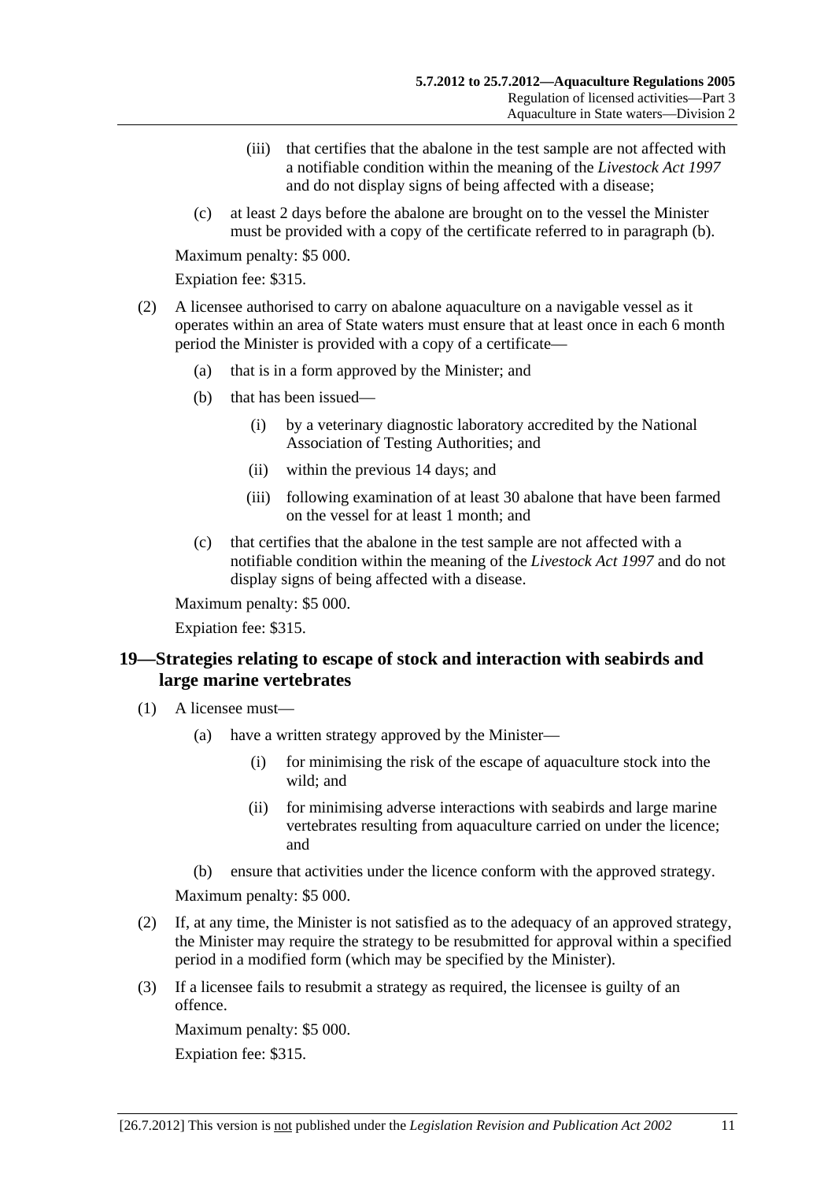(iii) that certifies that the abalone in the test sample are not affected with a notifiable condition within the meaning of the *Livestock Act 1997* and do not display signs of being affected with a disease;

(c) at least 2 days before the abalone are brought on to the vessel the Minister must be provided with a copy of the certificate referred to in paragraph (b).

Maximum penalty: $5 000.

Expiation fee: $315.

(2) A licensee authorised to carry on abalone aquaculture on a navigable vessel as it operates within an area of State waters must ensure that at least once in each 6 month period the Minister is provided with a copy of a certificate—

(a) that is in a form approved by the Minister; and

(b) that has been issued—

(i) by a veterinary diagnostic laboratory accredited by the National Association of Testing Authorities; and

(ii) within the previous 14 days; and

(iii) following examination of at least 30 abalone that have been farmed on the vessel for at least 1 month; and

(c) that certifies that the abalone in the test sample are not affected with a notifiable condition within the meaning of the *Livestock Act 1997* and do not display signs of being affected with a disease.

Maximum penalty: $5 000.

Expiation fee: $315.

## 19—Strategies relating to escape of stock and interaction with seabirds and large marine vertebrates

(1) A licensee must—

(a) have a written strategy approved by the Minister—

(i) for minimising the risk of the escape of aquaculture stock into the wild; and

(ii) for minimising adverse interactions with seabirds and large marine vertebrates resulting from aquaculture carried on under the licence; and

(b) ensure that activities under the licence conform with the approved strategy.

Maximum penalty: $5 000.

(2) If, at any time, the Minister is not satisfied as to the adequacy of an approved strategy, the Minister may require the strategy to be resubmitted for approval within a specified period in a modified form (which may be specified by the Minister).

(3) If a licensee fails to resubmit a strategy as required, the licensee is guilty of an offence.

Maximum penalty: $5 000.

Expiation fee: $315.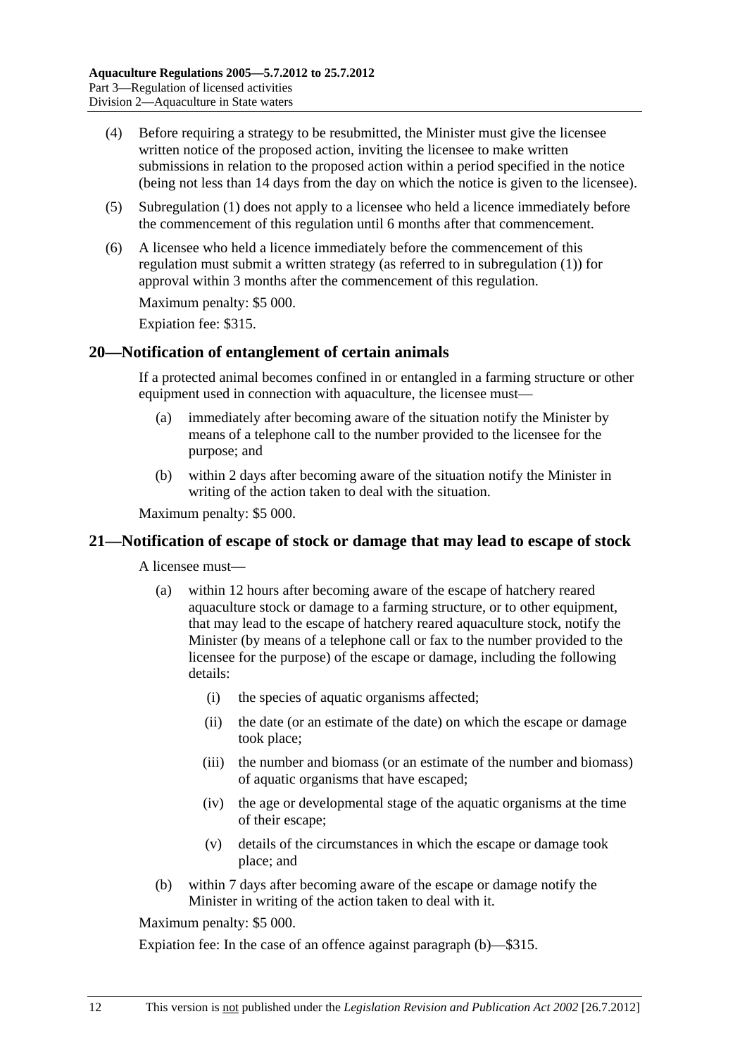(4) Before requiring a strategy to be resubmitted, the Minister must give the licensee written notice of the proposed action, inviting the licensee to make written submissions in relation to the proposed action within a period specified in the notice (being not less than 14 days from the day on which the notice is given to the licensee).

(5) Subregulation (1) does not apply to a licensee who held a licence immediately before the commencement of this regulation until 6 months after that commencement.

(6) A licensee who held a licence immediately before the commencement of this regulation must submit a written strategy (as referred to in subregulation (1)) for approval within 3 months after the commencement of this regulation.

Maximum penalty: $5 000.

Expiation fee: $315.

## 20—Notification of entanglement of certain animals

If a protected animal becomes confined in or entangled in a farming structure or other equipment used in connection with aquaculture, the licensee must—

(a) immediately after becoming aware of the situation notify the Minister by means of a telephone call to the number provided to the licensee for the purpose; and

(b) within 2 days after becoming aware of the situation notify the Minister in writing of the action taken to deal with the situation.

Maximum penalty: $5 000.

## 21—Notification of escape of stock or damage that may lead to escape of stock

A licensee must—

(a) within 12 hours after becoming aware of the escape of hatchery reared aquaculture stock or damage to a farming structure, or to other equipment, that may lead to the escape of hatchery reared aquaculture stock, notify the Minister (by means of a telephone call or fax to the number provided to the licensee for the purpose) of the escape or damage, including the following details:

(i) the species of aquatic organisms affected;

(ii) the date (or an estimate of the date) on which the escape or damage took place;

(iii) the number and biomass (or an estimate of the number and biomass) of aquatic organisms that have escaped;

(iv) the age or developmental stage of the aquatic organisms at the time of their escape;

(v) details of the circumstances in which the escape or damage took place; and

(b) within 7 days after becoming aware of the escape or damage notify the Minister in writing of the action taken to deal with it.

Maximum penalty: $5 000.

Expiation fee: In the case of an offence against paragraph (b)—$315.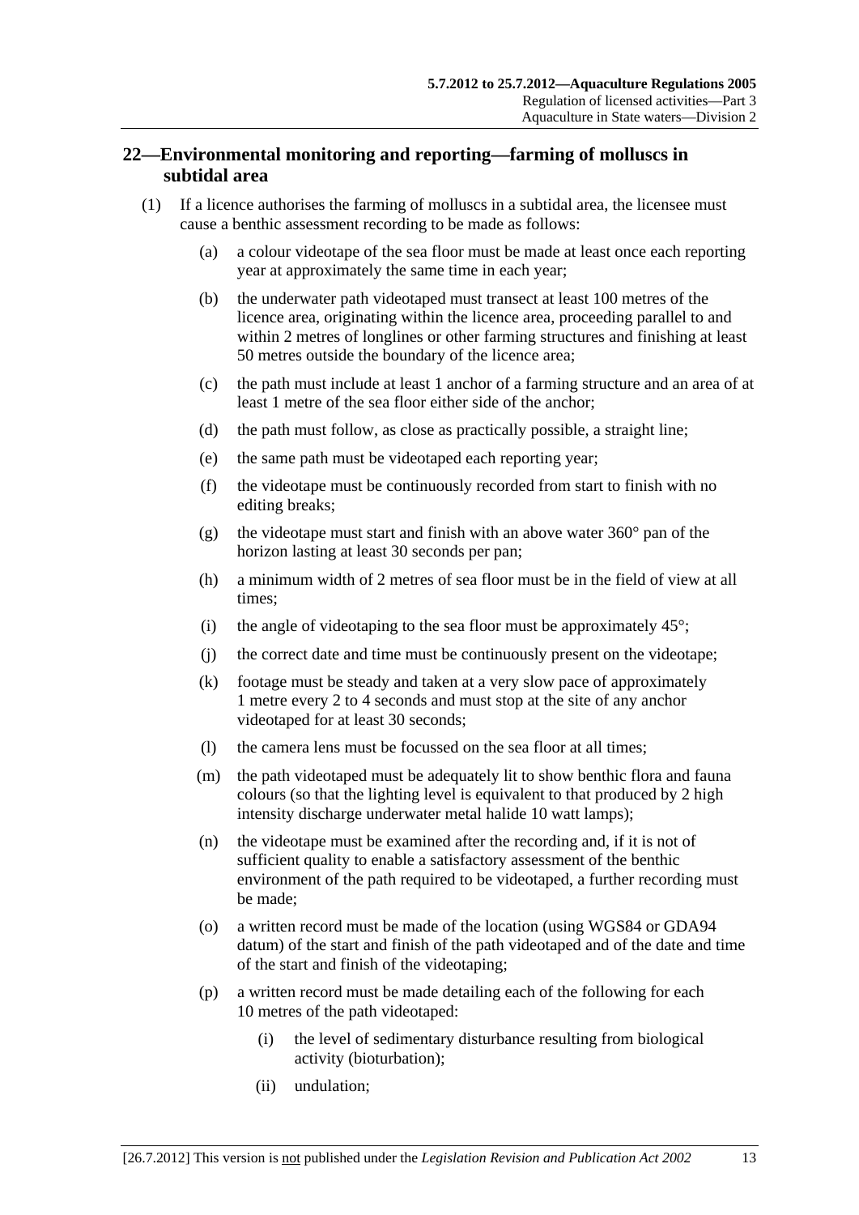## 22—Environmental monitoring and reporting—farming of molluscs in subtidal area

(1) If a licence authorises the farming of molluscs in a subtidal area, the licensee must cause a benthic assessment recording to be made as follows:

(a) a colour videotape of the sea floor must be made at least once each reporting year at approximately the same time in each year;

(b) the underwater path videotaped must transect at least 100 metres of the licence area, originating within the licence area, proceeding parallel to and within 2 metres of longlines or other farming structures and finishing at least 50 metres outside the boundary of the licence area;

(c) the path must include at least 1 anchor of a farming structure and an area of at least 1 metre of the sea floor either side of the anchor;

(d) the path must follow, as close as practically possible, a straight line;

(e) the same path must be videotaped each reporting year;

(f) the videotape must be continuously recorded from start to finish with no editing breaks;

(g) the videotape must start and finish with an above water 360° pan of the horizon lasting at least 30 seconds per pan;

(h) a minimum width of 2 metres of sea floor must be in the field of view at all times;

(i) the angle of videotaping to the sea floor must be approximately 45°;

(j) the correct date and time must be continuously present on the videotape;

(k) footage must be steady and taken at a very slow pace of approximately 1 metre every 2 to 4 seconds and must stop at the site of any anchor videotaped for at least 30 seconds;

(l) the camera lens must be focussed on the sea floor at all times;

(m) the path videotaped must be adequately lit to show benthic flora and fauna colours (so that the lighting level is equivalent to that produced by 2 high intensity discharge underwater metal halide 10 watt lamps);

(n) the videotape must be examined after the recording and, if it is not of sufficient quality to enable a satisfactory assessment of the benthic environment of the path required to be videotaped, a further recording must be made;

(o) a written record must be made of the location (using WGS84 or GDA94 datum) of the start and finish of the path videotaped and of the date and time of the start and finish of the videotaping;

(p) a written record must be made detailing each of the following for each 10 metres of the path videotaped:

(i) the level of sedimentary disturbance resulting from biological activity (bioturbation);

(ii) undulation;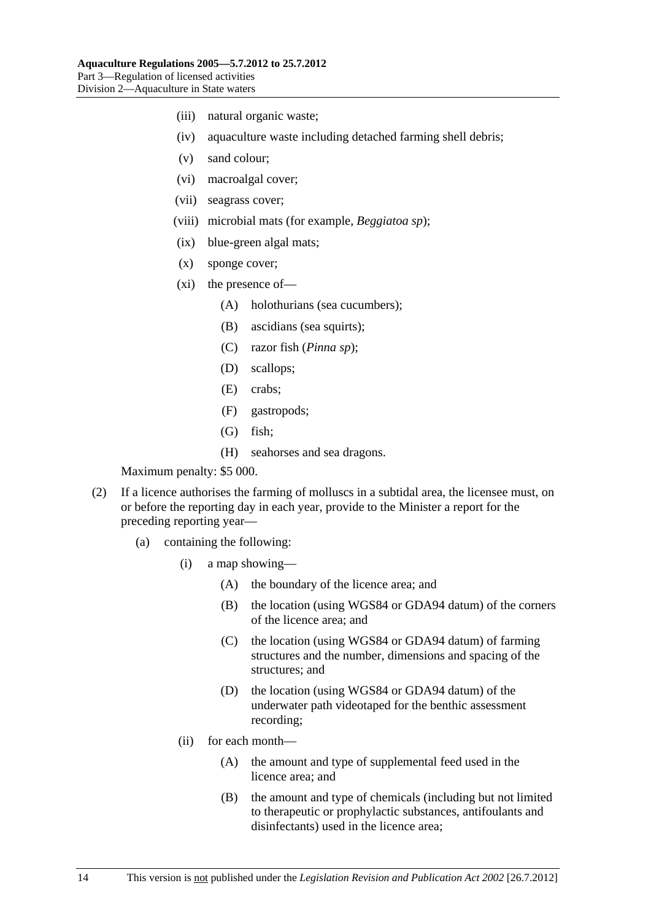(iii) natural organic waste;

(iv) aquaculture waste including detached farming shell debris;

(v) sand colour;

(vi) macroalgal cover;

(vii) seagrass cover;

(viii) microbial mats (for example, *Beggiatoa sp*);

(ix) blue-green algal mats;

(x) sponge cover;

(xi) the presence of—

(A) holothurians (sea cucumbers);

(B) ascidians (sea squirts);

(C) razor fish (*Pinna sp*);

(D) scallops;

(E) crabs;

(F) gastropods;

(G) fish;

(H) seahorses and sea dragons.

Maximum penalty: $5 000.

(2) If a licence authorises the farming of molluscs in a subtidal area, the licensee must, on or before the reporting day in each year, provide to the Minister a report for the preceding reporting year—

(a) containing the following:

(i) a map showing—

(A) the boundary of the licence area; and

(B) the location (using WGS84 or GDA94 datum) of the corners of the licence area; and

(C) the location (using WGS84 or GDA94 datum) of farming structures and the number, dimensions and spacing of the structures; and

(D) the location (using WGS84 or GDA94 datum) of the underwater path videotaped for the benthic assessment recording;

(ii) for each month—

(A) the amount and type of supplemental feed used in the licence area; and

(B) the amount and type of chemicals (including but not limited to therapeutic or prophylactic substances, antifoulants and disinfectants) used in the licence area;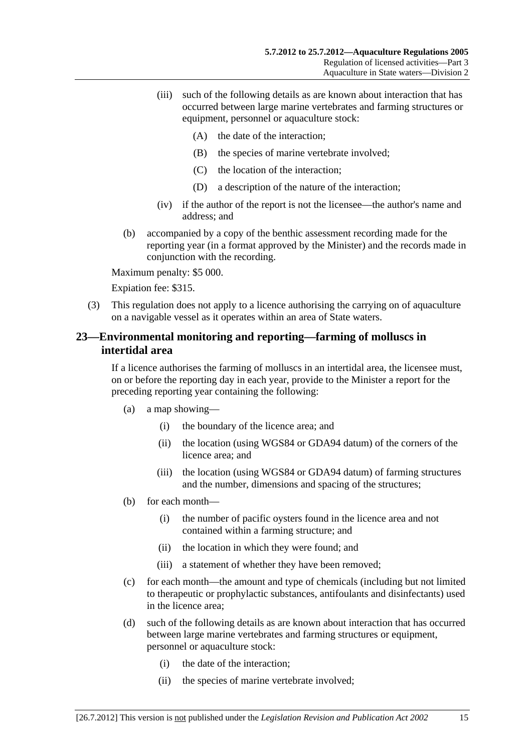(iii) such of the following details as are known about interaction that has occurred between large marine vertebrates and farming structures or equipment, personnel or aquaculture stock:

(A) the date of the interaction;

(B) the species of marine vertebrate involved;

(C) the location of the interaction;

(D) a description of the nature of the interaction;

(iv) if the author of the report is not the licensee—the author's name and address; and

(b) accompanied by a copy of the benthic assessment recording made for the reporting year (in a format approved by the Minister) and the records made in conjunction with the recording.

Maximum penalty: $5 000.

Expiation fee: $315.

(3) This regulation does not apply to a licence authorising the carrying on of aquaculture on a navigable vessel as it operates within an area of State waters.

## 23—Environmental monitoring and reporting—farming of molluscs in intertidal area

If a licence authorises the farming of molluscs in an intertidal area, the licensee must, on or before the reporting day in each year, provide to the Minister a report for the preceding reporting year containing the following:

(a) a map showing—

(i) the boundary of the licence area; and

(ii) the location (using WGS84 or GDA94 datum) of the corners of the licence area; and

(iii) the location (using WGS84 or GDA94 datum) of farming structures and the number, dimensions and spacing of the structures;

(b) for each month—

(i) the number of pacific oysters found in the licence area and not contained within a farming structure; and

(ii) the location in which they were found; and

(iii) a statement of whether they have been removed;

(c) for each month—the amount and type of chemicals (including but not limited to therapeutic or prophylactic substances, antifoulants and disinfectants) used in the licence area;

(d) such of the following details as are known about interaction that has occurred between large marine vertebrates and farming structures or equipment, personnel or aquaculture stock:

(i) the date of the interaction;

(ii) the species of marine vertebrate involved;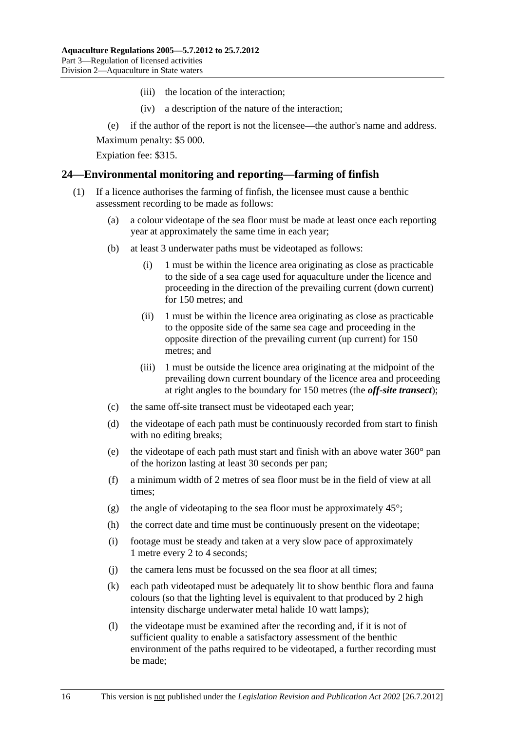(iii) the location of the interaction;

(iv) a description of the nature of the interaction;

(e) if the author of the report is not the licensee—the author's name and address.

Maximum penalty: $5 000.

Expiation fee: $315.

## 24—Environmental monitoring and reporting—farming of finfish

(1) If a licence authorises the farming of finfish, the licensee must cause a benthic assessment recording to be made as follows:

(a) a colour videotape of the sea floor must be made at least once each reporting year at approximately the same time in each year;

(b) at least 3 underwater paths must be videotaped as follows:

(i) 1 must be within the licence area originating as close as practicable to the side of a sea cage used for aquaculture under the licence and proceeding in the direction of the prevailing current (down current) for 150 metres; and

(ii) 1 must be within the licence area originating as close as practicable to the opposite side of the same sea cage and proceeding in the opposite direction of the prevailing current (up current) for 150 metres; and

(iii) 1 must be outside the licence area originating at the midpoint of the prevailing down current boundary of the licence area and proceeding at right angles to the boundary for 150 metres (the ***off-site transect***);

(c) the same off-site transect must be videotaped each year;

(d) the videotape of each path must be continuously recorded from start to finish with no editing breaks;

(e) the videotape of each path must start and finish with an above water 360° pan of the horizon lasting at least 30 seconds per pan;

(f) a minimum width of 2 metres of sea floor must be in the field of view at all times;

(g) the angle of videotaping to the sea floor must be approximately 45°;

(h) the correct date and time must be continuously present on the videotape;

(i) footage must be steady and taken at a very slow pace of approximately 1 metre every 2 to 4 seconds;

(j) the camera lens must be focussed on the sea floor at all times;

(k) each path videotaped must be adequately lit to show benthic flora and fauna colours (so that the lighting level is equivalent to that produced by 2 high intensity discharge underwater metal halide 10 watt lamps);

(l) the videotape must be examined after the recording and, if it is not of sufficient quality to enable a satisfactory assessment of the benthic environment of the paths required to be videotaped, a further recording must be made;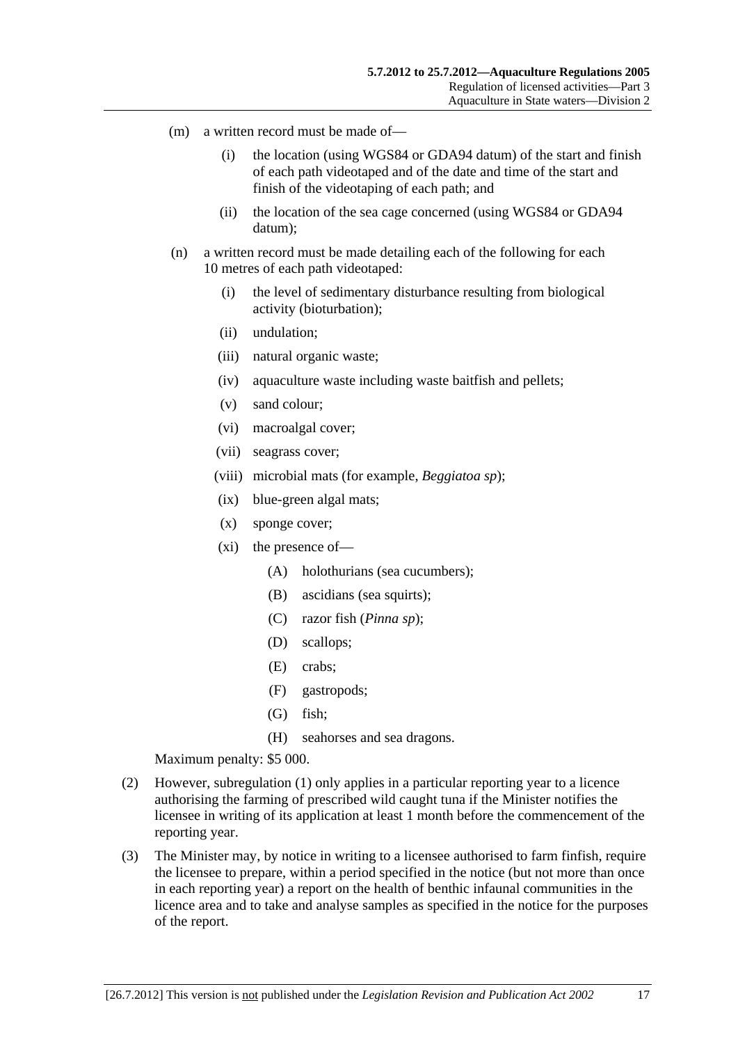(m) a written record must be made of—

(i) the location (using WGS84 or GDA94 datum) of the start and finish of each path videotaped and of the date and time of the start and finish of the videotaping of each path; and

(ii) the location of the sea cage concerned (using WGS84 or GDA94 datum);

(n) a written record must be made detailing each of the following for each 10 metres of each path videotaped:

(i) the level of sedimentary disturbance resulting from biological activity (bioturbation);

(ii) undulation;

(iii) natural organic waste;

(iv) aquaculture waste including waste baitfish and pellets;

(v) sand colour;

(vi) macroalgal cover;

(vii) seagrass cover;

(viii) microbial mats (for example, *Beggiatoa sp*);

(ix) blue-green algal mats;

(x) sponge cover;

(xi) the presence of—

(A) holothurians (sea cucumbers);

(B) ascidians (sea squirts);

(C) razor fish (*Pinna sp*);

(D) scallops;

(E) crabs;

(F) gastropods;

(G) fish;

(H) seahorses and sea dragons.

Maximum penalty: $5 000.

(2) However, subregulation (1) only applies in a particular reporting year to a licence authorising the farming of prescribed wild caught tuna if the Minister notifies the licensee in writing of its application at least 1 month before the commencement of the reporting year.

(3) The Minister may, by notice in writing to a licensee authorised to farm finfish, require the licensee to prepare, within a period specified in the notice (but not more than once in each reporting year) a report on the health of benthic infaunal communities in the licence area and to take and analyse samples as specified in the notice for the purposes of the report.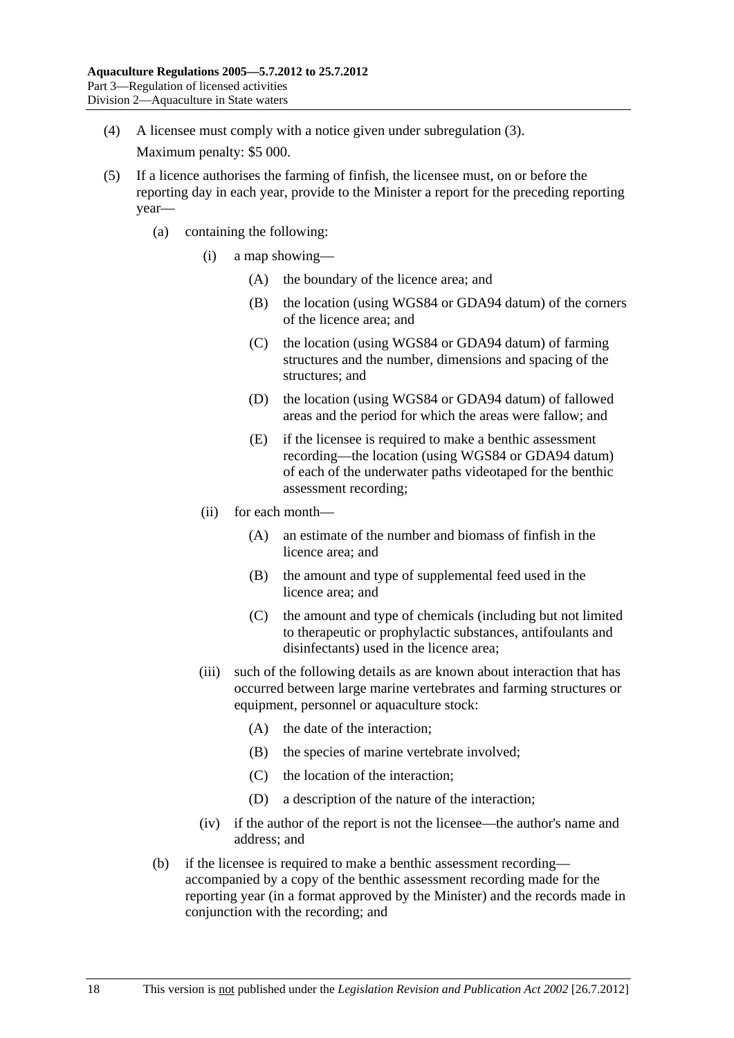(4) A licensee must comply with a notice given under subregulation (3).

Maximum penalty: $5 000.

(5) If a licence authorises the farming of finfish, the licensee must, on or before the reporting day in each year, provide to the Minister a report for the preceding reporting year—

- (a) containing the following:
  - (i) a map showing—
    - (A) the boundary of the licence area; and
    - (B) the location (using WGS84 or GDA94 datum) of the corners of the licence area; and
    - (C) the location (using WGS84 or GDA94 datum) of farming structures and the number, dimensions and spacing of the structures; and
    - (D) the location (using WGS84 or GDA94 datum) of fallowed areas and the period for which the areas were fallow; and
    - (E) if the licensee is required to make a benthic assessment recording—the location (using WGS84 or GDA94 datum) of each of the underwater paths videotaped for the benthic assessment recording;
  - (ii) for each month—
    - (A) an estimate of the number and biomass of finfish in the licence area; and
    - (B) the amount and type of supplemental feed used in the licence area; and
    - (C) the amount and type of chemicals (including but not limited to therapeutic or prophylactic substances, antifoulants and disinfectants) used in the licence area;
  - (iii) such of the following details as are known about interaction that has occurred between large marine vertebrates and farming structures or equipment, personnel or aquaculture stock:
    - (A) the date of the interaction;
    - (B) the species of marine vertebrate involved;
    - (C) the location of the interaction;
    - (D) a description of the nature of the interaction;
  - (iv) if the author of the report is not the licensee—the author's name and address; and
- (b) if the licensee is required to make a benthic assessment recording—accompanied by a copy of the benthic assessment recording made for the reporting year (in a format approved by the Minister) and the records made in conjunction with the recording; and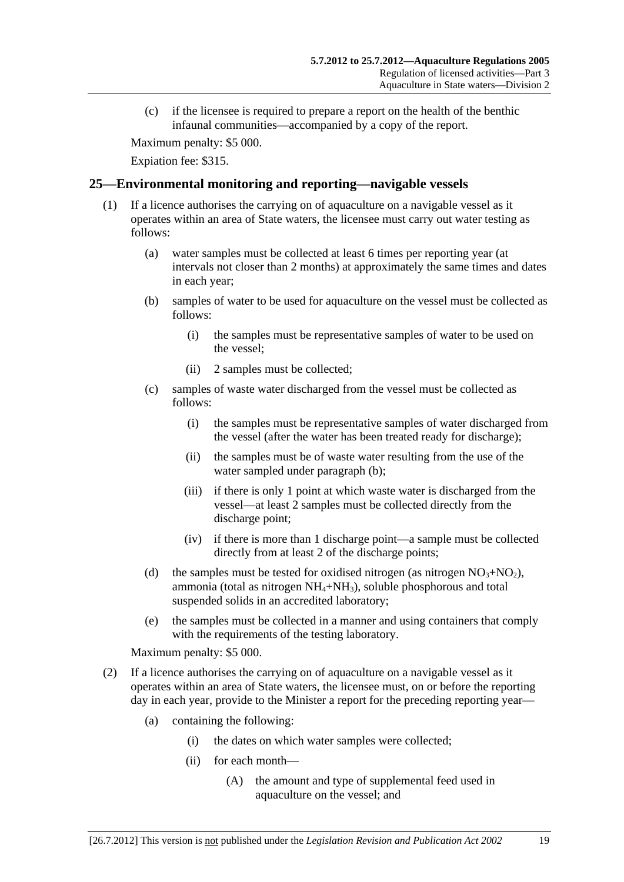(c) if the licensee is required to prepare a report on the health of the benthic infaunal communities—accompanied by a copy of the report.

Maximum penalty: $5 000.

Expiation fee: $315.

## 25—Environmental monitoring and reporting—navigable vessels

(1) If a licence authorises the carrying on of aquaculture on a navigable vessel as it operates within an area of State waters, the licensee must carry out water testing as follows:

(a) water samples must be collected at least 6 times per reporting year (at intervals not closer than 2 months) at approximately the same times and dates in each year;

(b) samples of water to be used for aquaculture on the vessel must be collected as follows:

(i) the samples must be representative samples of water to be used on the vessel;

(ii) 2 samples must be collected;

(c) samples of waste water discharged from the vessel must be collected as follows:

(i) the samples must be representative samples of water discharged from the vessel (after the water has been treated ready for discharge);

(ii) the samples must be of waste water resulting from the use of the water sampled under paragraph (b);

(iii) if there is only 1 point at which waste water is discharged from the vessel—at least 2 samples must be collected directly from the discharge point;

(iv) if there is more than 1 discharge point—a sample must be collected directly from at least 2 of the discharge points;

(d) the samples must be tested for oxidised nitrogen (as nitrogen $NO_3$+$NO_2$), ammonia (total as nitrogen $NH_4$+$NH_3$), soluble phosphorous and total suspended solids in an accredited laboratory;

(e) the samples must be collected in a manner and using containers that comply with the requirements of the testing laboratory.

Maximum penalty: $5 000.

(2) If a licence authorises the carrying on of aquaculture on a navigable vessel as it operates within an area of State waters, the licensee must, on or before the reporting day in each year, provide to the Minister a report for the preceding reporting year—

(a) containing the following:

(i) the dates on which water samples were collected;

(ii) for each month—

(A) the amount and type of supplemental feed used in aquaculture on the vessel; and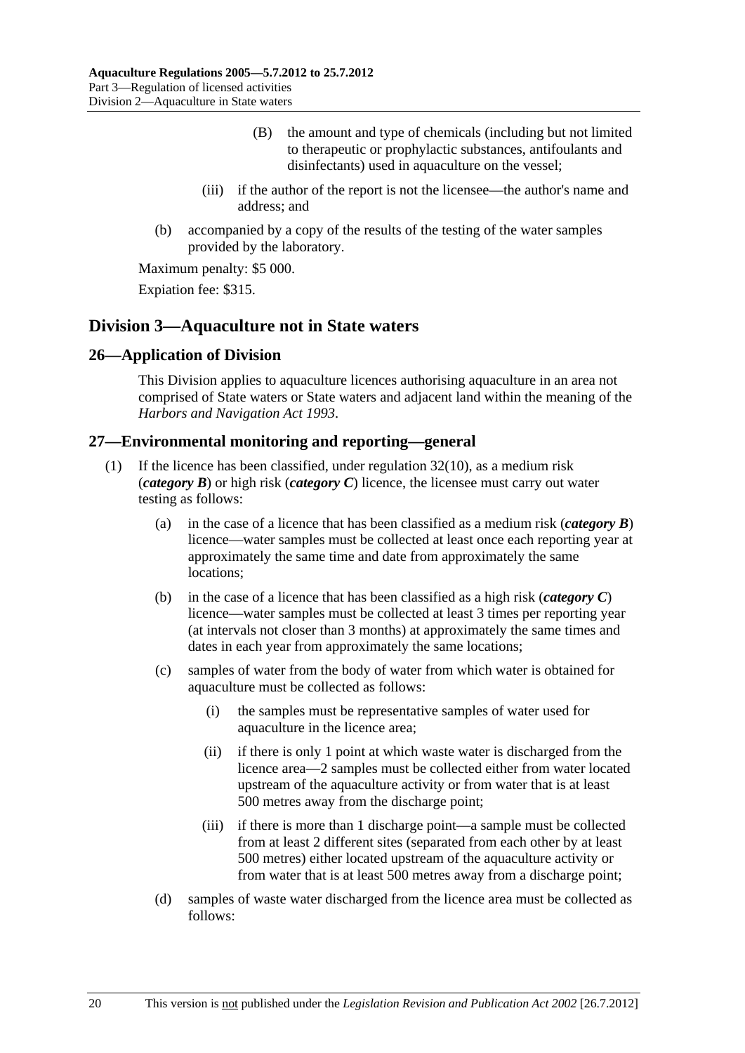(B) the amount and type of chemicals (including but not limited to therapeutic or prophylactic substances, antifoulants and disinfectants) used in aquaculture on the vessel;

(iii) if the author of the report is not the licensee—the author's name and address; and

(b) accompanied by a copy of the results of the testing of the water samples provided by the laboratory.

Maximum penalty: $5 000.

Expiation fee: $315.

## Division 3—Aquaculture not in State waters

### 26—Application of Division

This Division applies to aquaculture licences authorising aquaculture in an area not comprised of State waters or State waters and adjacent land within the meaning of the *Harbors and Navigation Act 1993*.

### 27—Environmental monitoring and reporting—general

(1) If the licence has been classified, under regulation 32(10), as a medium risk (***category B***) or high risk (***category C***) licence, the licensee must carry out water testing as follows:

(a) in the case of a licence that has been classified as a medium risk (***category B***) licence—water samples must be collected at least once each reporting year at approximately the same time and date from approximately the same locations;

(b) in the case of a licence that has been classified as a high risk (***category C***) licence—water samples must be collected at least 3 times per reporting year (at intervals not closer than 3 months) at approximately the same times and dates in each year from approximately the same locations;

(c) samples of water from the body of water from which water is obtained for aquaculture must be collected as follows:

(i) the samples must be representative samples of water used for aquaculture in the licence area;

(ii) if there is only 1 point at which waste water is discharged from the licence area—2 samples must be collected either from water located upstream of the aquaculture activity or from water that is at least 500 metres away from the discharge point;

(iii) if there is more than 1 discharge point—a sample must be collected from at least 2 different sites (separated from each other by at least 500 metres) either located upstream of the aquaculture activity or from water that is at least 500 metres away from a discharge point;

(d) samples of waste water discharged from the licence area must be collected as follows: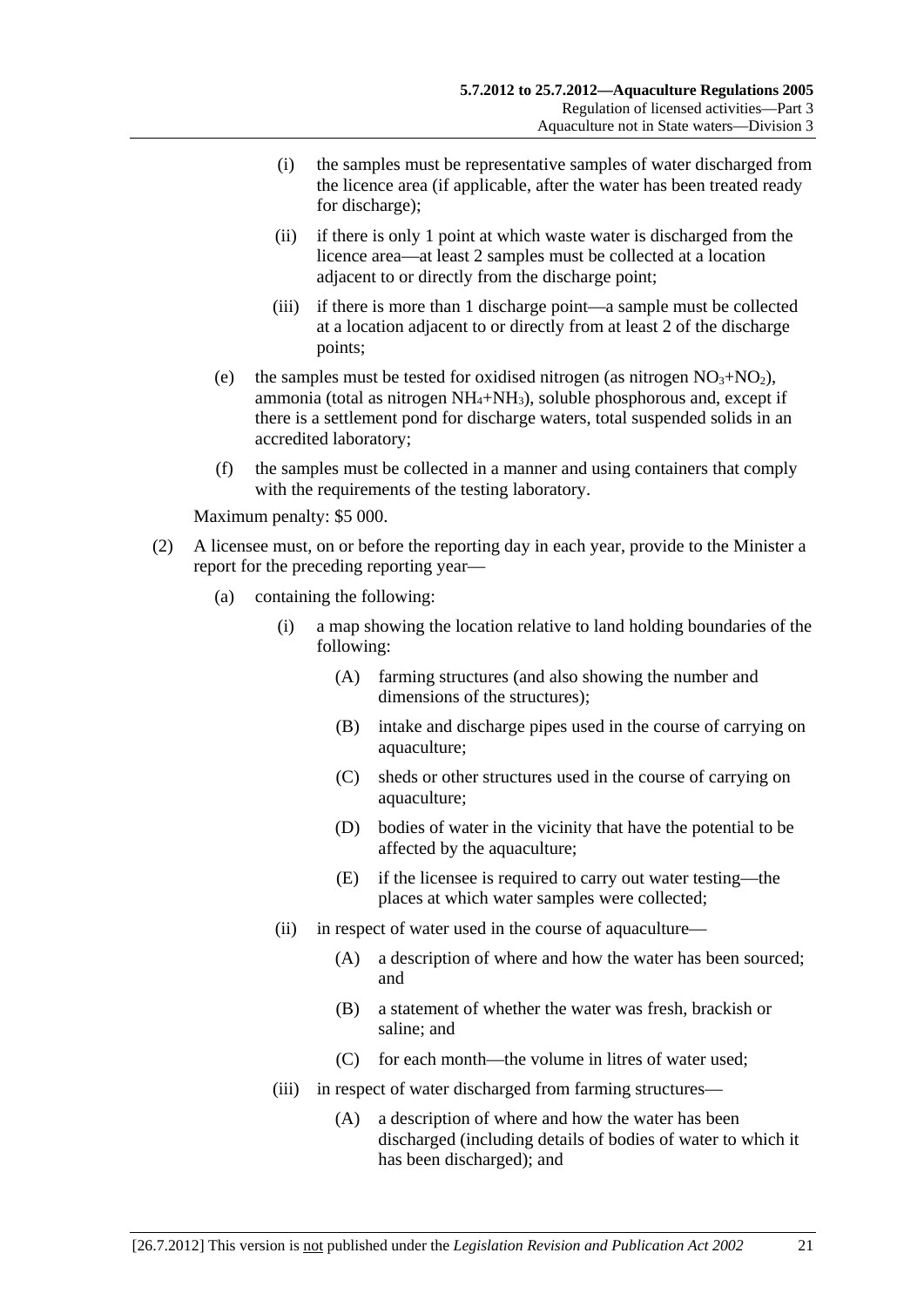(i) the samples must be representative samples of water discharged from the licence area (if applicable, after the water has been treated ready for discharge);

(ii) if there is only 1 point at which waste water is discharged from the licence area—at least 2 samples must be collected at a location adjacent to or directly from the discharge point;

(iii) if there is more than 1 discharge point—a sample must be collected at a location adjacent to or directly from at least 2 of the discharge points;

(e) the samples must be tested for oxidised nitrogen (as nitrogen $NO_3$+$NO_2$), ammonia (total as nitrogen $NH_4$+$NH_3$), soluble phosphorous and, except if there is a settlement pond for discharge waters, total suspended solids in an accredited laboratory;

(f) the samples must be collected in a manner and using containers that comply with the requirements of the testing laboratory.

Maximum penalty: $5 000.

(2) A licensee must, on or before the reporting day in each year, provide to the Minister a report for the preceding reporting year—

(a) containing the following:

(i) a map showing the location relative to land holding boundaries of the following:

(A) farming structures (and also showing the number and dimensions of the structures);

(B) intake and discharge pipes used in the course of carrying on aquaculture;

(C) sheds or other structures used in the course of carrying on aquaculture;

(D) bodies of water in the vicinity that have the potential to be affected by the aquaculture;

(E) if the licensee is required to carry out water testing—the places at which water samples were collected;

(ii) in respect of water used in the course of aquaculture—

(A) a description of where and how the water has been sourced; and

(B) a statement of whether the water was fresh, brackish or saline; and

(C) for each month—the volume in litres of water used;

(iii) in respect of water discharged from farming structures—

(A) a description of where and how the water has been discharged (including details of bodies of water to which it has been discharged); and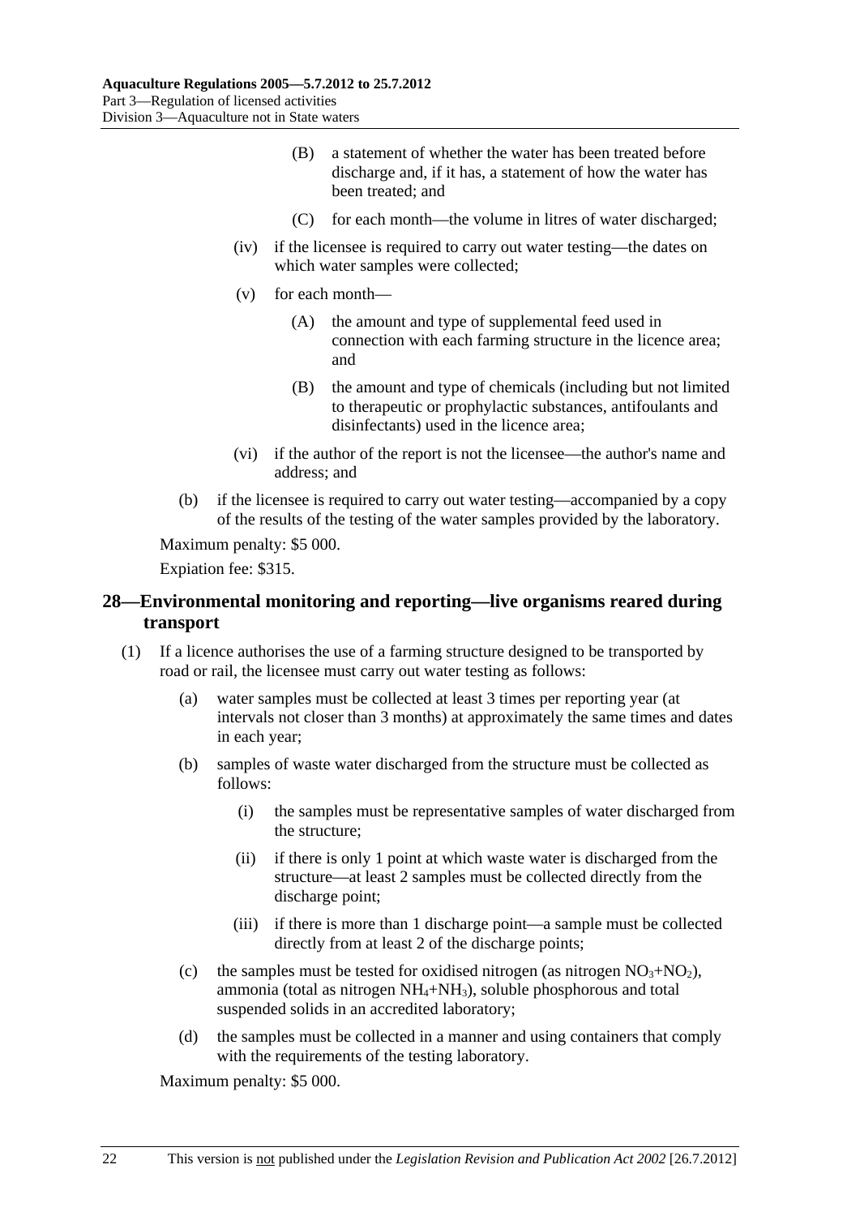(B) a statement of whether the water has been treated before discharge and, if it has, a statement of how the water has been treated; and

(C) for each month—the volume in litres of water discharged;

(iv) if the licensee is required to carry out water testing—the dates on which water samples were collected;

(v) for each month—

(A) the amount and type of supplemental feed used in connection with each farming structure in the licence area; and

(B) the amount and type of chemicals (including but not limited to therapeutic or prophylactic substances, antifoulants and disinfectants) used in the licence area;

(vi) if the author of the report is not the licensee—the author's name and address; and

(b) if the licensee is required to carry out water testing—accompanied by a copy of the results of the testing of the water samples provided by the laboratory.

Maximum penalty: $5 000.

Expiation fee: $315.

## 28—Environmental monitoring and reporting—live organisms reared during transport

(1) If a licence authorises the use of a farming structure designed to be transported by road or rail, the licensee must carry out water testing as follows:

(a) water samples must be collected at least 3 times per reporting year (at intervals not closer than 3 months) at approximately the same times and dates in each year;

(b) samples of waste water discharged from the structure must be collected as follows:

(i) the samples must be representative samples of water discharged from the structure;

(ii) if there is only 1 point at which waste water is discharged from the structure—at least 2 samples must be collected directly from the discharge point;

(iii) if there is more than 1 discharge point—a sample must be collected directly from at least 2 of the discharge points;

(c) the samples must be tested for oxidised nitrogen (as nitrogen $NO_3$+$NO_2$), ammonia (total as nitrogen $NH_4$+$NH_3$), soluble phosphorous and total suspended solids in an accredited laboratory;

(d) the samples must be collected in a manner and using containers that comply with the requirements of the testing laboratory.

Maximum penalty: $5 000.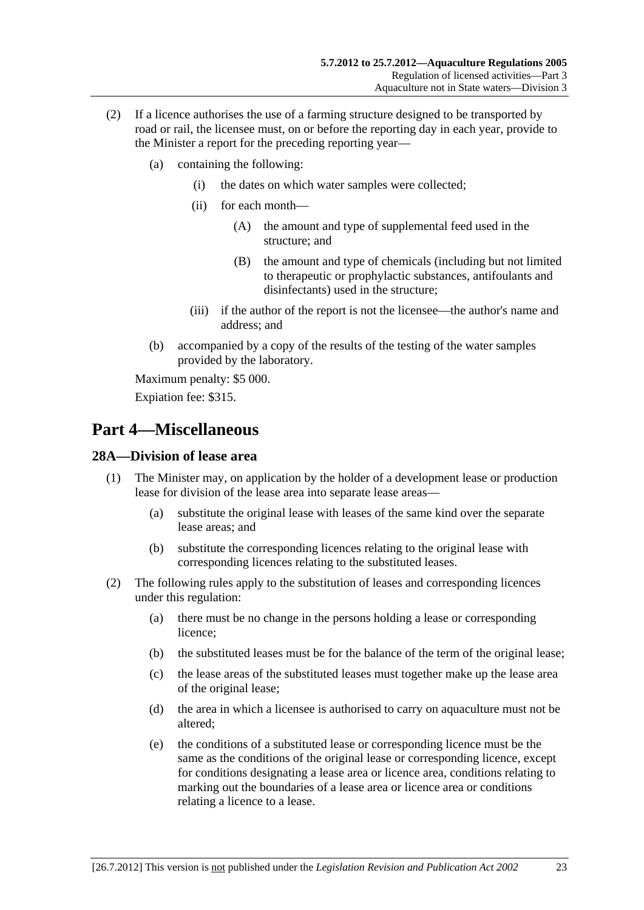(2) If a licence authorises the use of a farming structure designed to be transported by road or rail, the licensee must, on or before the reporting day in each year, provide to the Minister a report for the preceding reporting year—

(a) containing the following:

(i) the dates on which water samples were collected;

(ii) for each month—

(A) the amount and type of supplemental feed used in the structure; and

(B) the amount and type of chemicals (including but not limited to therapeutic or prophylactic substances, antifoulants and disinfectants) used in the structure;

(iii) if the author of the report is not the licensee—the author's name and address; and

(b) accompanied by a copy of the results of the testing of the water samples provided by the laboratory.

Maximum penalty: $5 000.

Expiation fee: $315.

# Part 4—Miscellaneous

## 28A—Division of lease area

(1) The Minister may, on application by the holder of a development lease or production lease for division of the lease area into separate lease areas—

(a) substitute the original lease with leases of the same kind over the separate lease areas; and

(b) substitute the corresponding licences relating to the original lease with corresponding licences relating to the substituted leases.

(2) The following rules apply to the substitution of leases and corresponding licences under this regulation:

(a) there must be no change in the persons holding a lease or corresponding licence;

(b) the substituted leases must be for the balance of the term of the original lease;

(c) the lease areas of the substituted leases must together make up the lease area of the original lease;

(d) the area in which a licensee is authorised to carry on aquaculture must not be altered;

(e) the conditions of a substituted lease or corresponding licence must be the same as the conditions of the original lease or corresponding licence, except for conditions designating a lease area or licence area, conditions relating to marking out the boundaries of a lease area or licence area or conditions relating a licence to a lease.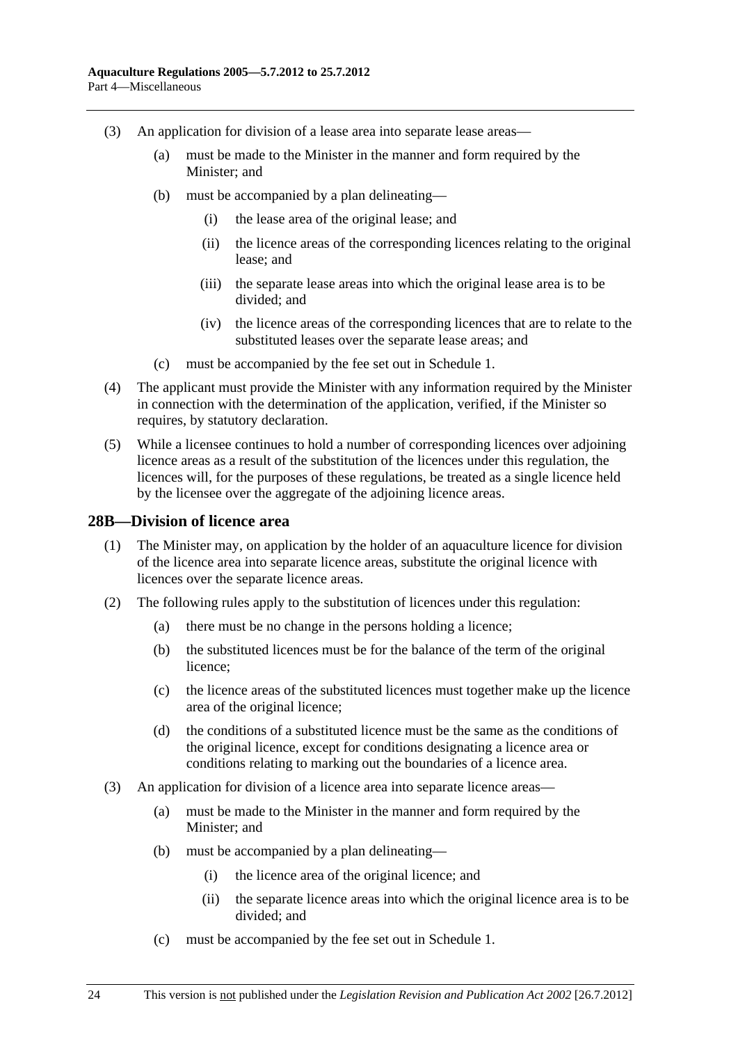(3) An application for division of a lease area into separate lease areas—

(a) must be made to the Minister in the manner and form required by the Minister; and

(b) must be accompanied by a plan delineating—

(i) the lease area of the original lease; and

(ii) the licence areas of the corresponding licences relating to the original lease; and

(iii) the separate lease areas into which the original lease area is to be divided; and

(iv) the licence areas of the corresponding licences that are to relate to the substituted leases over the separate lease areas; and

(c) must be accompanied by the fee set out in Schedule 1.

(4) The applicant must provide the Minister with any information required by the Minister in connection with the determination of the application, verified, if the Minister so requires, by statutory declaration.

(5) While a licensee continues to hold a number of corresponding licences over adjoining licence areas as a result of the substitution of the licences under this regulation, the licences will, for the purposes of these regulations, be treated as a single licence held by the licensee over the aggregate of the adjoining licence areas.

## 28B—Division of licence area

(1) The Minister may, on application by the holder of an aquaculture licence for division of the licence area into separate licence areas, substitute the original licence with licences over the separate licence areas.

(2) The following rules apply to the substitution of licences under this regulation:

(a) there must be no change in the persons holding a licence;

(b) the substituted licences must be for the balance of the term of the original licence;

(c) the licence areas of the substituted licences must together make up the licence area of the original licence;

(d) the conditions of a substituted licence must be the same as the conditions of the original licence, except for conditions designating a licence area or conditions relating to marking out the boundaries of a licence area.

(3) An application for division of a licence area into separate licence areas—

(a) must be made to the Minister in the manner and form required by the Minister; and

(b) must be accompanied by a plan delineating—

(i) the licence area of the original licence; and

(ii) the separate licence areas into which the original licence area is to be divided; and

(c) must be accompanied by the fee set out in Schedule 1.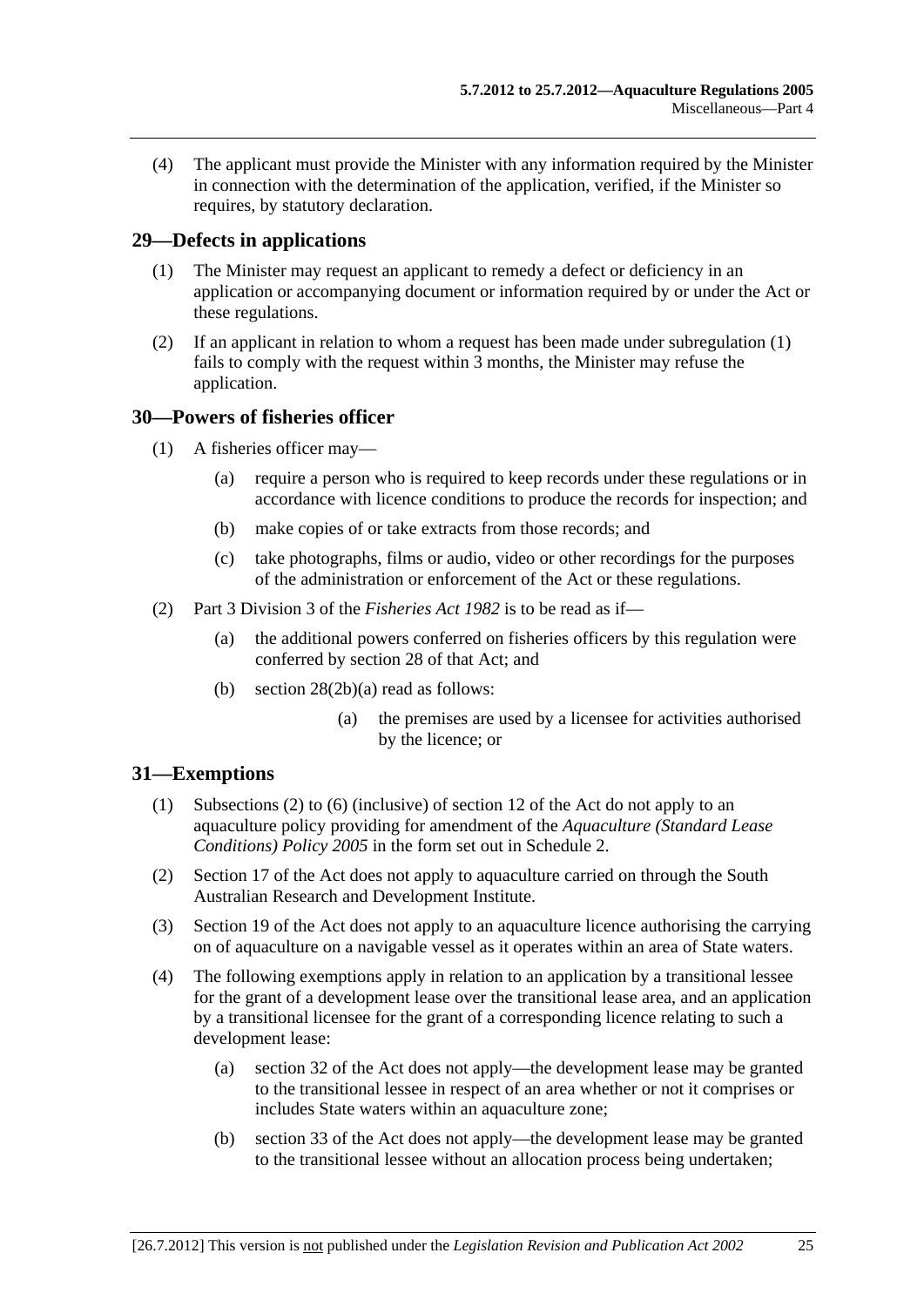(4) The applicant must provide the Minister with any information required by the Minister in connection with the determination of the application, verified, if the Minister so requires, by statutory declaration.

## 29—Defects in applications

(1) The Minister may request an applicant to remedy a defect or deficiency in an application or accompanying document or information required by or under the Act or these regulations.

(2) If an applicant in relation to whom a request has been made under subregulation (1) fails to comply with the request within 3 months, the Minister may refuse the application.

## 30—Powers of fisheries officer

(1) A fisheries officer may—

- (a) require a person who is required to keep records under these regulations or in accordance with licence conditions to produce the records for inspection; and
- (b) make copies of or take extracts from those records; and
- (c) take photographs, films or audio, video or other recordings for the purposes of the administration or enforcement of the Act or these regulations.

(2) Part 3 Division 3 of the *Fisheries Act 1982* is to be read as if—

- (a) the additional powers conferred on fisheries officers by this regulation were conferred by section 28 of that Act; and
- (b) section 28(2b)(a) read as follows:
  - (a) the premises are used by a licensee for activities authorised by the licence; or

## 31—Exemptions

(1) Subsections (2) to (6) (inclusive) of section 12 of the Act do not apply to an aquaculture policy providing for amendment of the *Aquaculture (Standard Lease Conditions) Policy 2005* in the form set out in Schedule 2.

(2) Section 17 of the Act does not apply to aquaculture carried on through the South Australian Research and Development Institute.

(3) Section 19 of the Act does not apply to an aquaculture licence authorising the carrying on of aquaculture on a navigable vessel as it operates within an area of State waters.

(4) The following exemptions apply in relation to an application by a transitional lessee for the grant of a development lease over the transitional lease area, and an application by a transitional licensee for the grant of a corresponding licence relating to such a development lease:

- (a) section 32 of the Act does not apply—the development lease may be granted to the transitional lessee in respect of an area whether or not it comprises or includes State waters within an aquaculture zone;
- (b) section 33 of the Act does not apply—the development lease may be granted to the transitional lessee without an allocation process being undertaken;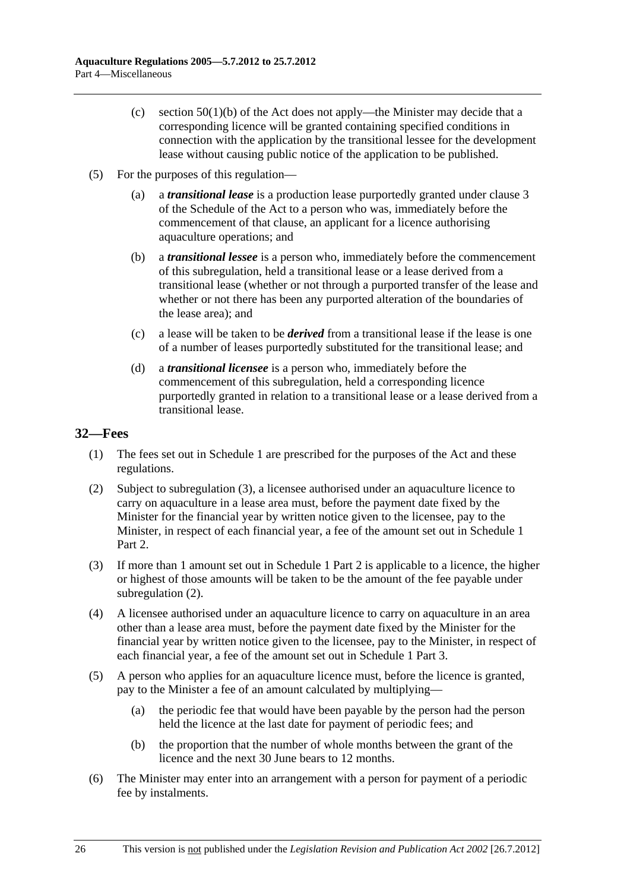(c) section 50(1)(b) of the Act does not apply—the Minister may decide that a corresponding licence will be granted containing specified conditions in connection with the application by the transitional lessee for the development lease without causing public notice of the application to be published.

(5) For the purposes of this regulation—

(a) a ***transitional lease*** is a production lease purportedly granted under clause 3 of the Schedule of the Act to a person who was, immediately before the commencement of that clause, an applicant for a licence authorising aquaculture operations; and

(b) a ***transitional lessee*** is a person who, immediately before the commencement of this subregulation, held a transitional lease or a lease derived from a transitional lease (whether or not through a purported transfer of the lease and whether or not there has been any purported alteration of the boundaries of the lease area); and

(c) a lease will be taken to be ***derived*** from a transitional lease if the lease is one of a number of leases purportedly substituted for the transitional lease; and

(d) a ***transitional licensee*** is a person who, immediately before the commencement of this subregulation, held a corresponding licence purportedly granted in relation to a transitional lease or a lease derived from a transitional lease.

## 32—Fees

(1) The fees set out in Schedule 1 are prescribed for the purposes of the Act and these regulations.

(2) Subject to subregulation (3), a licensee authorised under an aquaculture licence to carry on aquaculture in a lease area must, before the payment date fixed by the Minister for the financial year by written notice given to the licensee, pay to the Minister, in respect of each financial year, a fee of the amount set out in Schedule 1 Part 2.

(3) If more than 1 amount set out in Schedule 1 Part 2 is applicable to a licence, the higher or highest of those amounts will be taken to be the amount of the fee payable under subregulation (2).

(4) A licensee authorised under an aquaculture licence to carry on aquaculture in an area other than a lease area must, before the payment date fixed by the Minister for the financial year by written notice given to the licensee, pay to the Minister, in respect of each financial year, a fee of the amount set out in Schedule 1 Part 3.

(5) A person who applies for an aquaculture licence must, before the licence is granted, pay to the Minister a fee of an amount calculated by multiplying—

(a) the periodic fee that would have been payable by the person had the person held the licence at the last date for payment of periodic fees; and

(b) the proportion that the number of whole months between the grant of the licence and the next 30 June bears to 12 months.

(6) The Minister may enter into an arrangement with a person for payment of a periodic fee by instalments.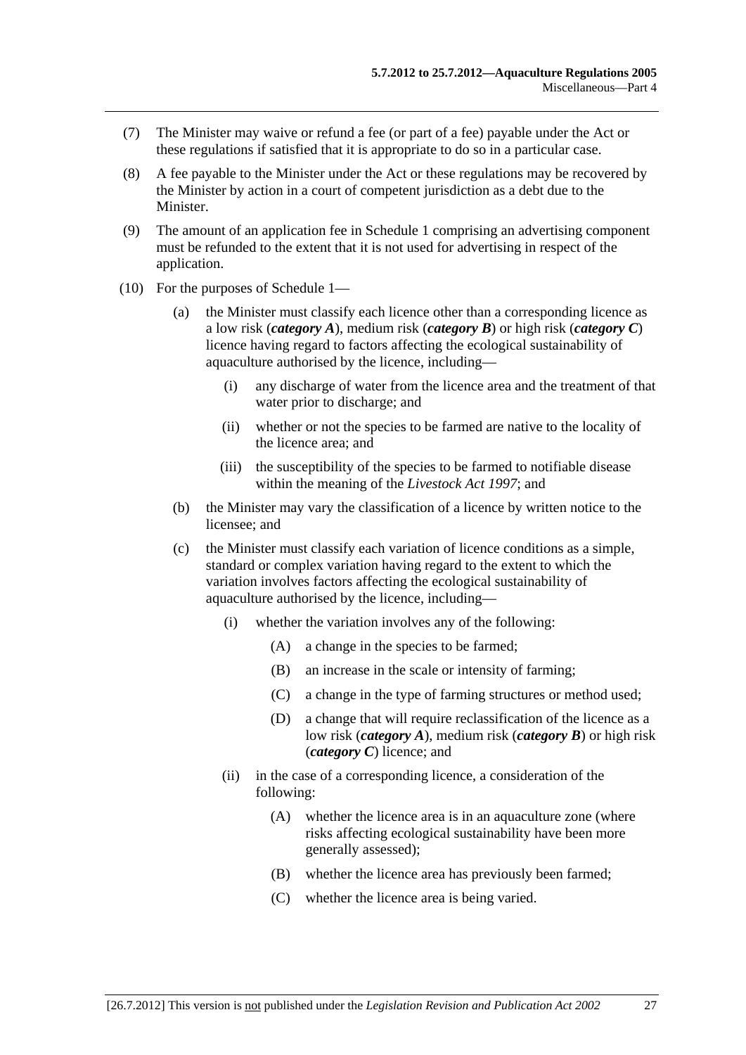(7) The Minister may waive or refund a fee (or part of a fee) payable under the Act or these regulations if satisfied that it is appropriate to do so in a particular case.

(8) A fee payable to the Minister under the Act or these regulations may be recovered by the Minister by action in a court of competent jurisdiction as a debt due to the Minister.

(9) The amount of an application fee in Schedule 1 comprising an advertising component must be refunded to the extent that it is not used for advertising in respect of the application.

(10) For the purposes of Schedule 1—

(a) the Minister must classify each licence other than a corresponding licence as a low risk (***category A***), medium risk (***category B***) or high risk (***category C***) licence having regard to factors affecting the ecological sustainability of aquaculture authorised by the licence, including—

(i) any discharge of water from the licence area and the treatment of that water prior to discharge; and

(ii) whether or not the species to be farmed are native to the locality of the licence area; and

(iii) the susceptibility of the species to be farmed to notifiable disease within the meaning of the *Livestock Act 1997*; and

(b) the Minister may vary the classification of a licence by written notice to the licensee; and

(c) the Minister must classify each variation of licence conditions as a simple, standard or complex variation having regard to the extent to which the variation involves factors affecting the ecological sustainability of aquaculture authorised by the licence, including—

(i) whether the variation involves any of the following:

(A) a change in the species to be farmed;

(B) an increase in the scale or intensity of farming;

(C) a change in the type of farming structures or method used;

(D) a change that will require reclassification of the licence as a low risk (***category A***), medium risk (***category B***) or high risk (***category C***) licence; and

(ii) in the case of a corresponding licence, a consideration of the following:

(A) whether the licence area is in an aquaculture zone (where risks affecting ecological sustainability have been more generally assessed);

(B) whether the licence area has previously been farmed;

(C) whether the licence area is being varied.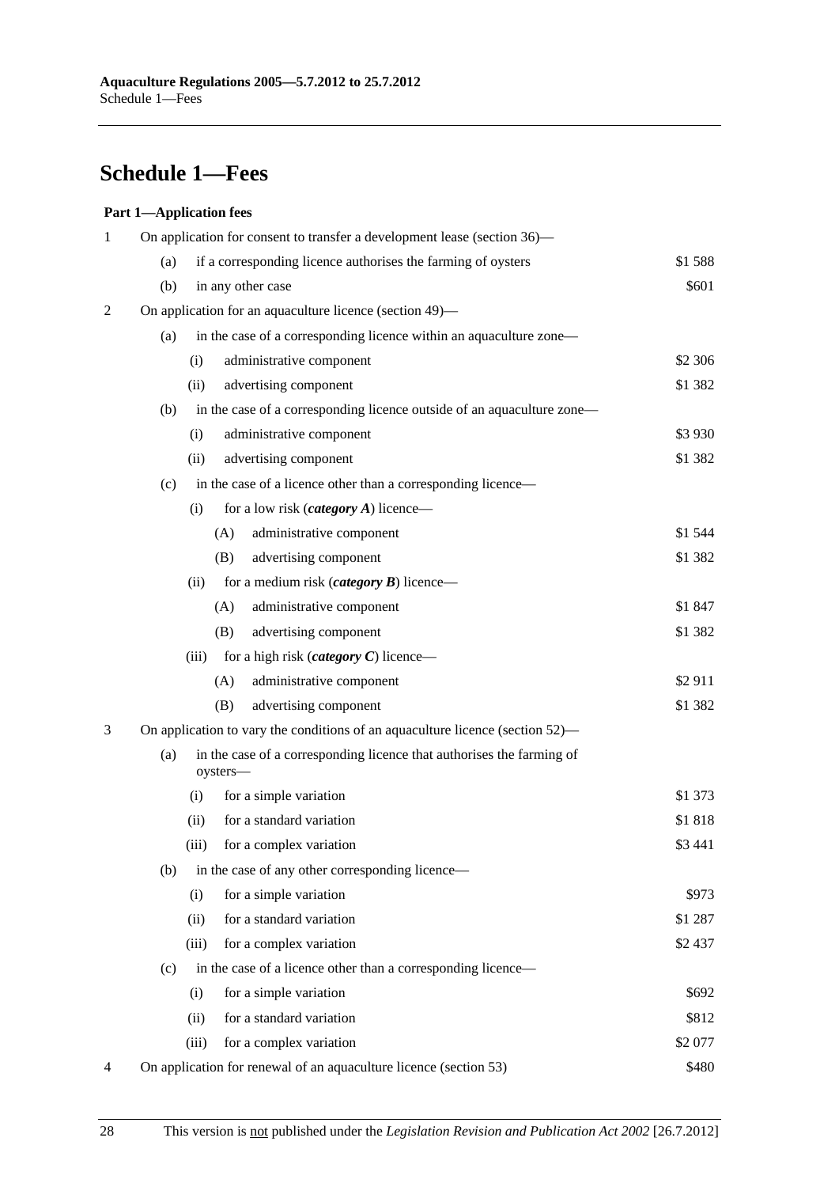# Schedule 1—Fees

**Part 1—Application fees**

| | | | | | |
|---|---|---|---|---|---|
| 1 | On application for consent to transfer a development lease (section 36)— | | | | |
| | (a) | if a corresponding licence authorises the farming of oysters | | | $1 588 |
| | (b) | in any other case | | | $601 |
| 2 | On application for an aquaculture licence (section 49)— | | | | |
| | (a) | in the case of a corresponding licence within an aquaculture zone— | | | |
| | | (i) | administrative component | | $2 306 |
| | | (ii) | advertising component | | $1 382 |
| | (b) | in the case of a corresponding licence outside of an aquaculture zone— | | | |
| | | (i) | administrative component | | $3 930 |
| | | (ii) | advertising component | | $1 382 |
| | (c) | in the case of a licence other than a corresponding licence— | | | |
| | | (i) | for a low risk (***category A***) licence— | | |
| | | | (A) | administrative component | $1 544 |
| | | | (B) | advertising component | $1 382 |
| | | (ii) | for a medium risk (***category B***) licence— | | |
| | | | (A) | administrative component | $1 847 |
| | | | (B) | advertising component | $1 382 |
| | | (iii) | for a high risk (***category C***) licence— | | |
| | | | (A) | administrative component | $2 911 |
| | | | (B) | advertising component | $1 382 |
| 3 | On application to vary the conditions of an aquaculture licence (section 52)— | | | | |
| | (a) | in the case of a corresponding licence that authorises the farming of oysters— | | | |
| | | (i) | for a simple variation | | $1 373 |
| | | (ii) | for a standard variation | | $1 818 |
| | | (iii) | for a complex variation | | $3 441 |
| | (b) | in the case of any other corresponding licence— | | | |
| | | (i) | for a simple variation | | $973 |
| | | (ii) | for a standard variation | | $1 287 |
| | | (iii) | for a complex variation | | $2 437 |
| | (c) | in the case of a licence other than a corresponding licence— | | | |
| | | (i) | for a simple variation | | $692 |
| | | (ii) | for a standard variation | | $812 |
| | | (iii) | for a complex variation | | $2 077 |
| 4 | On application for renewal of an aquaculture licence (section 53) | | | | $480 |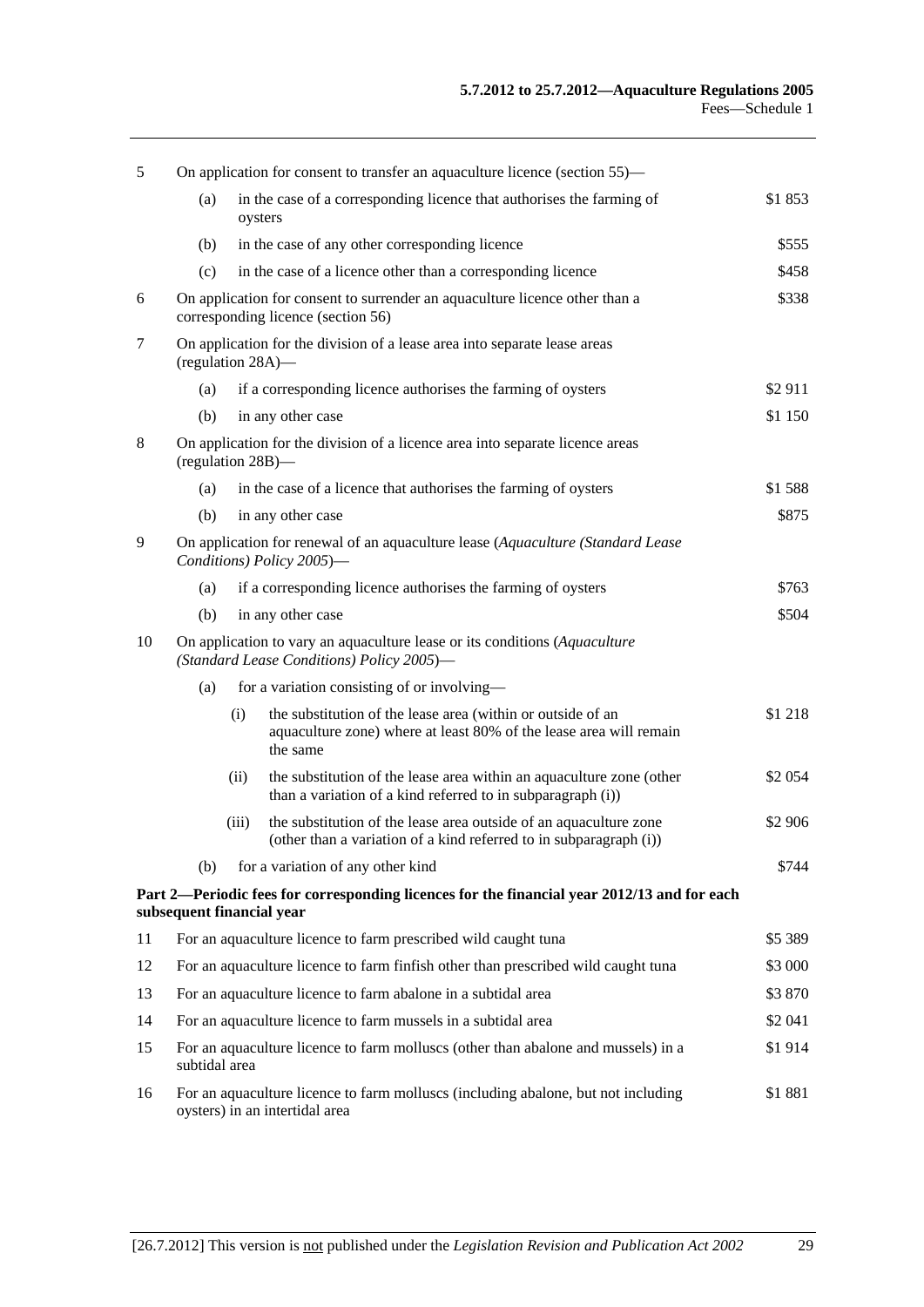| | | | | |
|---|---|---|---|---|
| 5 | On application for consent to transfer an aquaculture licence (section 55)— | | | |
| | (a) | in the case of a corresponding licence that authorises the farming of oysters | | \$1 853 |
| | (b) | in the case of any other corresponding licence | | \$555 |
| | (c) | in the case of a licence other than a corresponding licence | | \$458 |
| 6 | On application for consent to surrender an aquaculture licence other than a corresponding licence (section 56) | | | \$338 |
| 7 | On application for the division of a lease area into separate lease areas (regulation 28A)— | | | |
| | (a) | if a corresponding licence authorises the farming of oysters | | \$2 911 |
| | (b) | in any other case | | \$1 150 |
| 8 | On application for the division of a licence area into separate licence areas (regulation 28B)— | | | |
| | (a) | in the case of a licence that authorises the farming of oysters | | \$1 588 |
| | (b) | in any other case | | \$875 |
| 9 | On application for renewal of an aquaculture lease (*Aquaculture (Standard Lease Conditions) Policy 2005*)— | | | |
| | (a) | if a corresponding licence authorises the farming of oysters | | \$763 |
| | (b) | in any other case | | \$504 |
| 10 | On application to vary an aquaculture lease or its conditions (*Aquaculture (Standard Lease Conditions) Policy 2005*)— | | | |
| | (a) | for a variation consisting of or involving— | | |
| | | (i) | the substitution of the lease area (within or outside of an aquaculture zone) where at least 80% of the lease area will remain the same | \$1 218 |
| | | (ii) | the substitution of the lease area within an aquaculture zone (other than a variation of a kind referred to in subparagraph (i)) | \$2 054 |
| | | (iii) | the substitution of the lease area outside of an aquaculture zone (other than a variation of a kind referred to in subparagraph (i)) | \$2 906 |
| | (b) | for a variation of any other kind | | \$744 |

**Part 2—Periodic fees for corresponding licences for the financial year 2012/13 and for each subsequent financial year**

| | | |
|---|---|---|
| 11 | For an aquaculture licence to farm prescribed wild caught tuna | \$5 389 |
| 12 | For an aquaculture licence to farm finfish other than prescribed wild caught tuna | \$3 000 |
| 13 | For an aquaculture licence to farm abalone in a subtidal area | \$3 870 |
| 14 | For an aquaculture licence to farm mussels in a subtidal area | \$2 041 |
| 15 | For an aquaculture licence to farm molluscs (other than abalone and mussels) in a subtidal area | \$1 914 |
| 16 | For an aquaculture licence to farm molluscs (including abalone, but not including oysters) in an intertidal area | \$1 881 |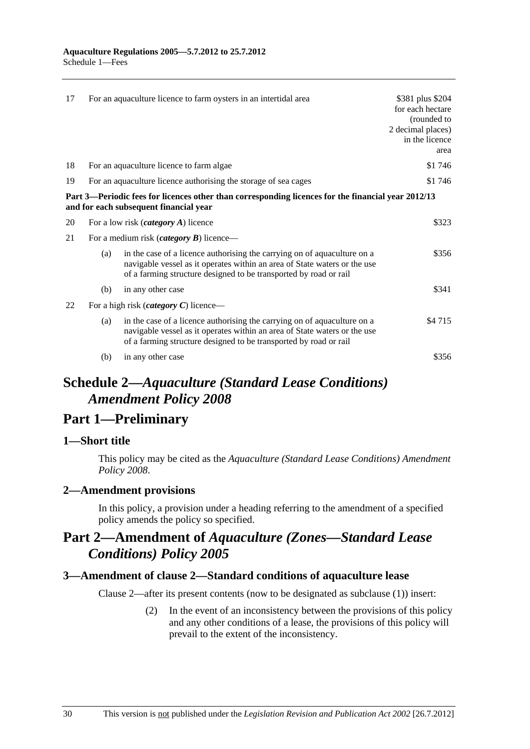| | | | |
|---|---|---|---|
| 17 | For an aquaculture licence to farm oysters in an intertidal area | | $381 plus $204 for each hectare (rounded to 2 decimal places) in the licence area |
| 18 | For an aquaculture licence to farm algae | | $1 746 |
| 19 | For an aquaculture licence authorising the storage of sea cages | | $1 746 |
| **Part 3—Periodic fees for licences other than corresponding licences for the financial year 2012/13 and for each subsequent financial year** | | | |
| 20 | For a low risk (***category A***) licence | | $323 |
| 21 | For a medium risk (***category B***) licence— | | |
| | (a) | in the case of a licence authorising the carrying on of aquaculture on a navigable vessel as it operates within an area of State waters or the use of a farming structure designed to be transported by road or rail | $356 |
| | (b) | in any other case | $341 |
| 22 | For a high risk (***category C***) licence— | | |
| | (a) | in the case of a licence authorising the carrying on of aquaculture on a navigable vessel as it operates within an area of State waters or the use of a farming structure designed to be transported by road or rail | $4 715 |
| | (b) | in any other case | $356 |

# Schedule 2—*Aquaculture (Standard Lease Conditions) Amendment Policy 2008*

## Part 1—Preliminary

### 1—Short title

This policy may be cited as the *Aquaculture (Standard Lease Conditions) Amendment Policy 2008*.

### 2—Amendment provisions

In this policy, a provision under a heading referring to the amendment of a specified policy amends the policy so specified.

## Part 2—Amendment of *Aquaculture (Zones—Standard Lease Conditions) Policy 2005*

### 3—Amendment of clause 2—Standard conditions of aquaculture lease

Clause 2—after its present contents (now to be designated as subclause (1)) insert:

(2) In the event of an inconsistency between the provisions of this policy and any other conditions of a lease, the provisions of this policy will prevail to the extent of the inconsistency.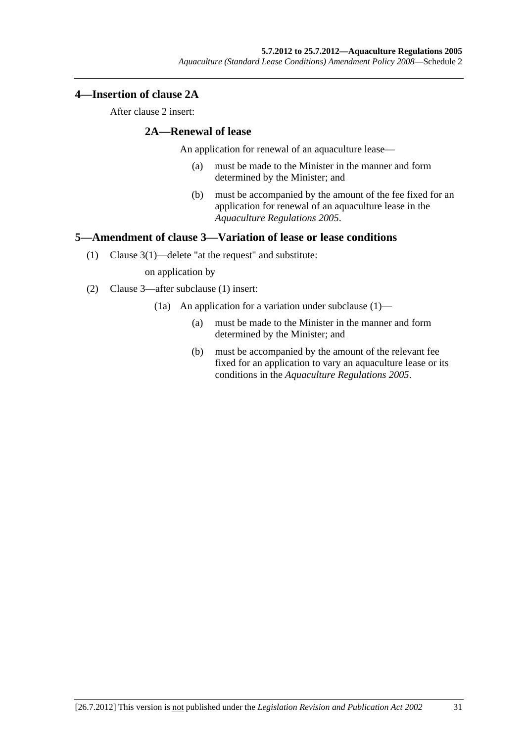## 4—Insertion of clause 2A

After clause 2 insert:

### 2A—Renewal of lease

An application for renewal of an aquaculture lease—

(a) must be made to the Minister in the manner and form determined by the Minister; and

(b) must be accompanied by the amount of the fee fixed for an application for renewal of an aquaculture lease in the *Aquaculture Regulations 2005*.

## 5—Amendment of clause 3—Variation of lease or lease conditions

(1) Clause 3(1)—delete "at the request" and substitute:

on application by

(2) Clause 3—after subclause (1) insert:

(1a) An application for a variation under subclause (1)—

(a) must be made to the Minister in the manner and form determined by the Minister; and

(b) must be accompanied by the amount of the relevant fee fixed for an application to vary an aquaculture lease or its conditions in the *Aquaculture Regulations 2005*.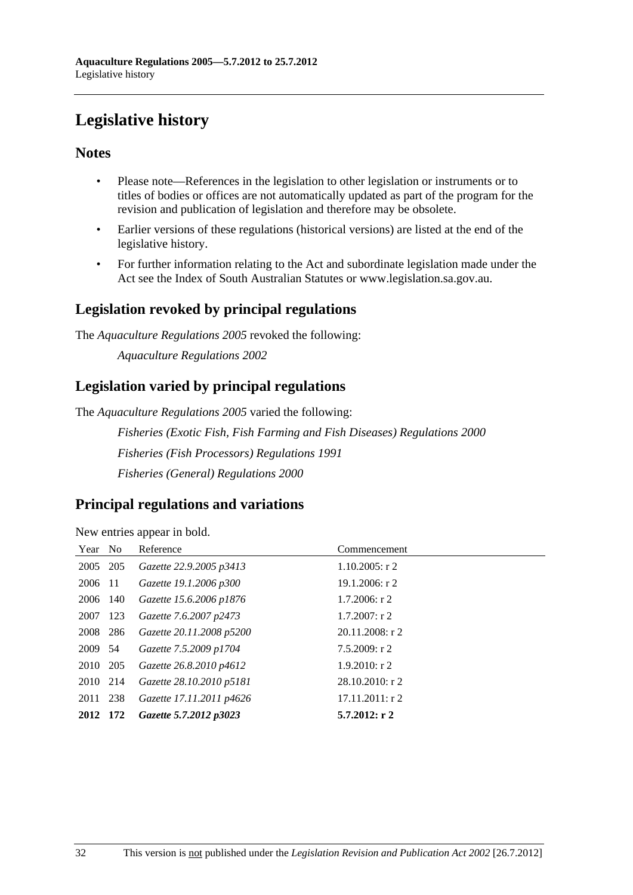# Legislative history

## Notes

- Please note—References in the legislation to other legislation or instruments or to titles of bodies or offices are not automatically updated as part of the program for the revision and publication of legislation and therefore may be obsolete.
- Earlier versions of these regulations (historical versions) are listed at the end of the legislative history.
- For further information relating to the Act and subordinate legislation made under the Act see the Index of South Australian Statutes or www.legislation.sa.gov.au.

## Legislation revoked by principal regulations

The *Aquaculture Regulations 2005* revoked the following:

*Aquaculture Regulations 2002*

## Legislation varied by principal regulations

The *Aquaculture Regulations 2005* varied the following:

*Fisheries (Exotic Fish, Fish Farming and Fish Diseases) Regulations 2000*

*Fisheries (Fish Processors) Regulations 1991*

*Fisheries (General) Regulations 2000*

## Principal regulations and variations

New entries appear in bold.

| Year | No | Reference | Commencement |
|---|---|---|---|
| 2005 | 205 | *Gazette 22.9.2005 p3413* | 1.10.2005: r 2 |
| 2006 | 11 | *Gazette 19.1.2006 p300* | 19.1.2006: r 2 |
| 2006 | 140 | *Gazette 15.6.2006 p1876* | 1.7.2006: r 2 |
| 2007 | 123 | *Gazette 7.6.2007 p2473* | 1.7.2007: r 2 |
| 2008 | 286 | *Gazette 20.11.2008 p5200* | 20.11.2008: r 2 |
| 2009 | 54 | *Gazette 7.5.2009 p1704* | 7.5.2009: r 2 |
| 2010 | 205 | *Gazette 26.8.2010 p4612* | 1.9.2010: r 2 |
| 2010 | 214 | *Gazette 28.10.2010 p5181* | 28.10.2010: r 2 |
| 2011 | 238 | *Gazette 17.11.2011 p4626* | 17.11.2011: r 2 |
| **2012** | **172** | ***Gazette 5.7.2012 p3023*** | **5.7.2012: r 2** |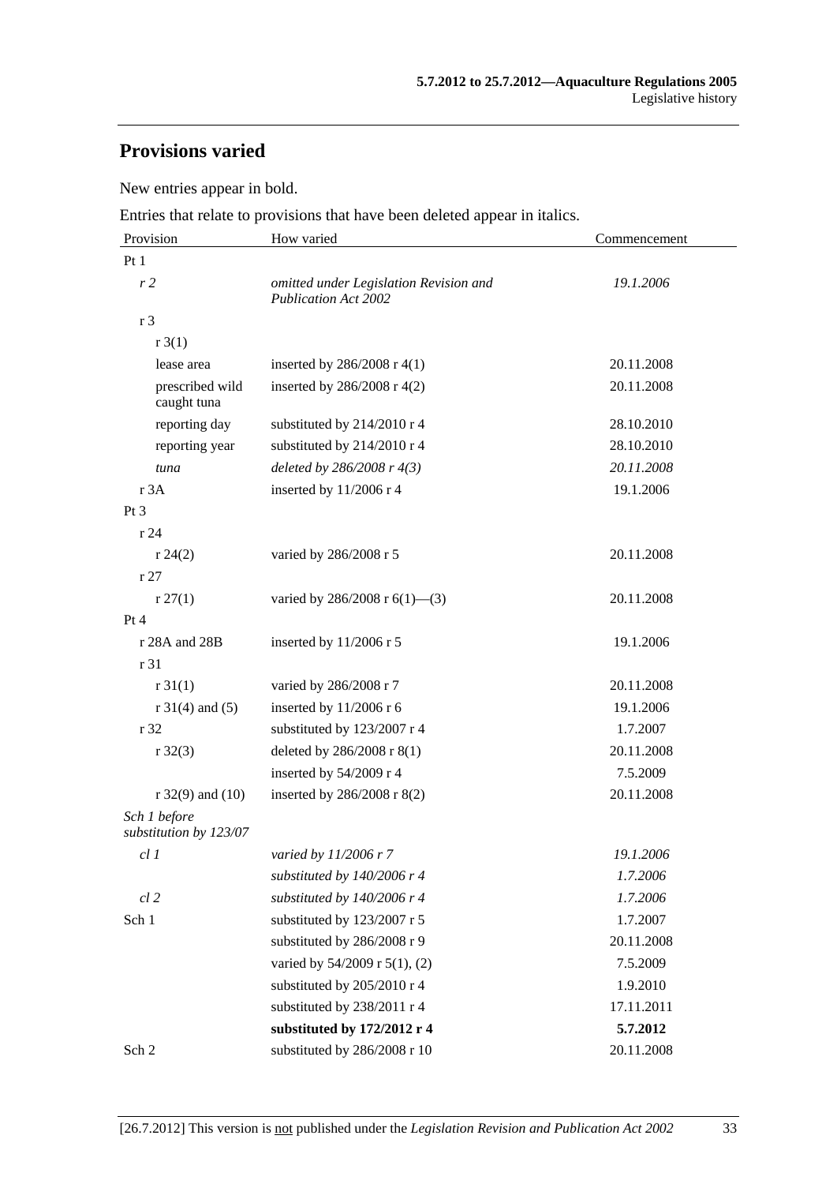## Provisions varied

New entries appear in bold.

Entries that relate to provisions that have been deleted appear in italics.

| Provision | How varied | Commencement |
|---|---|---|
| Pt 1 | | |
| *r 2* | *omitted under Legislation Revision and Publication Act 2002* | *19.1.2006* |
| r 3 | | |
| r 3(1) | | |
| lease area | inserted by 286/2008 r 4(1) | 20.11.2008 |
| prescribed wild caught tuna | inserted by 286/2008 r 4(2) | 20.11.2008 |
| reporting day | substituted by 214/2010 r 4 | 28.10.2010 |
| reporting year | substituted by 214/2010 r 4 | 28.10.2010 |
| *tuna* | *deleted by 286/2008 r 4(3)* | *20.11.2008* |
| r 3A | inserted by 11/2006 r 4 | 19.1.2006 |
| Pt 3 | | |
| r 24 | | |
| r 24(2) | varied by 286/2008 r 5 | 20.11.2008 |
| r 27 | | |
| r 27(1) | varied by 286/2008 r 6(1)—(3) | 20.11.2008 |
| Pt 4 | | |
| r 28A and 28B | inserted by 11/2006 r 5 | 19.1.2006 |
| r 31 | | |
| r 31(1) | varied by 286/2008 r 7 | 20.11.2008 |
| r 31(4) and (5) | inserted by 11/2006 r 6 | 19.1.2006 |
| r 32 | substituted by 123/2007 r 4 | 1.7.2007 |
| r 32(3) | deleted by 286/2008 r 8(1) | 20.11.2008 |
| | inserted by 54/2009 r 4 | 7.5.2009 |
| r 32(9) and (10) | inserted by 286/2008 r 8(2) | 20.11.2008 |
| *Sch 1 before substitution by 123/07* | | |
| *cl 1* | *varied by 11/2006 r 7* | *19.1.2006* |
| | *substituted by 140/2006 r 4* | *1.7.2006* |
| *cl 2* | *substituted by 140/2006 r 4* | *1.7.2006* |
| Sch 1 | substituted by 123/2007 r 5 | 1.7.2007 |
| | substituted by 286/2008 r 9 | 20.11.2008 |
| | varied by 54/2009 r 5(1), (2) | 7.5.2009 |
| | substituted by 205/2010 r 4 | 1.9.2010 |
| | substituted by 238/2011 r 4 | 17.11.2011 |
| | **substituted by 172/2012 r 4** | **5.7.2012** |
| Sch 2 | substituted by 286/2008 r 10 | 20.11.2008 |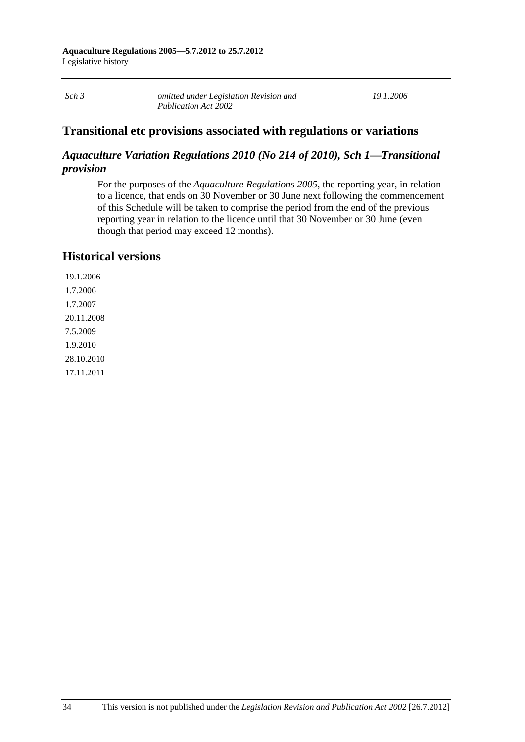| | | |
|---|---|---|
| *Sch 3* | *omitted under Legislation Revision and Publication Act 2002* | *19.1.2006* |

## Transitional etc provisions associated with regulations or variations

### *Aquaculture Variation Regulations 2010 (No 214 of 2010), Sch 1—Transitional provision*

For the purposes of the *Aquaculture Regulations 2005*, the reporting year, in relation to a licence, that ends on 30 November or 30 June next following the commencement of this Schedule will be taken to comprise the period from the end of the previous reporting year in relation to the licence until that 30 November or 30 June (even though that period may exceed 12 months).

## Historical versions

19.1.2006

1.7.2006

1.7.2007

20.11.2008

7.5.2009

1.9.2010

28.10.2010

17.11.2011